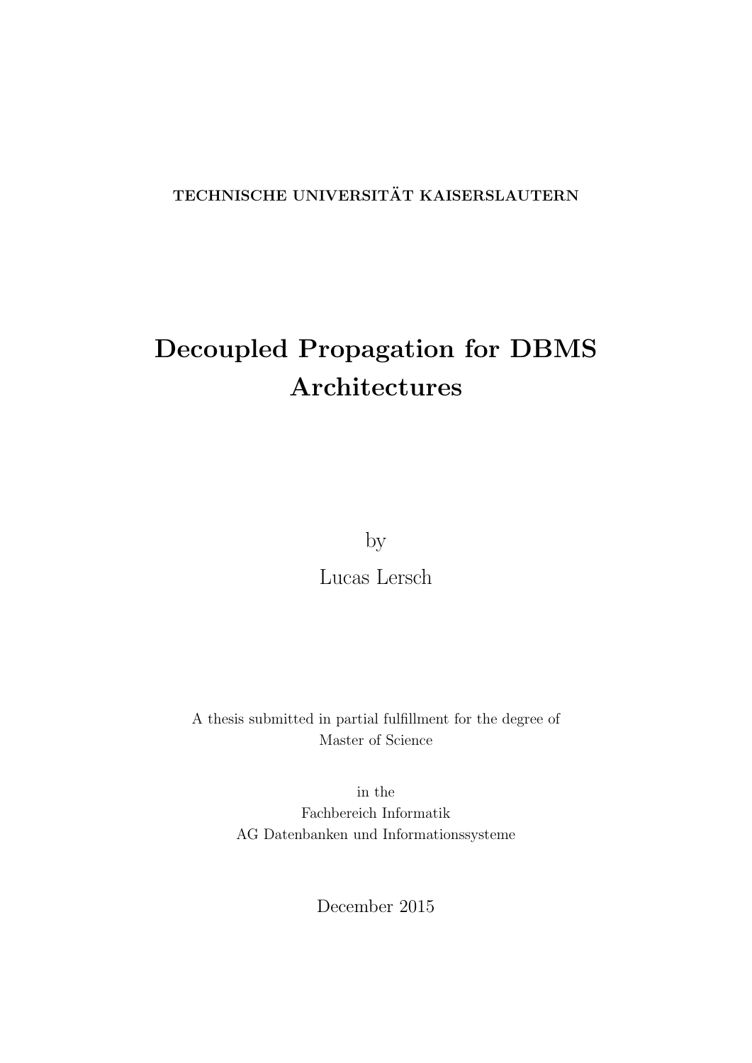TECHNISCHE UNIVERSITÄT KAISERSLAUTERN

# Decoupled Propagation for DBMS Architectures

by

Lucas Lersch

A thesis submitted in partial fulfillment for the degree of
Master of Science

in the
Fachbereich Informatik
AG Datenbanken und Informationssysteme

December 2015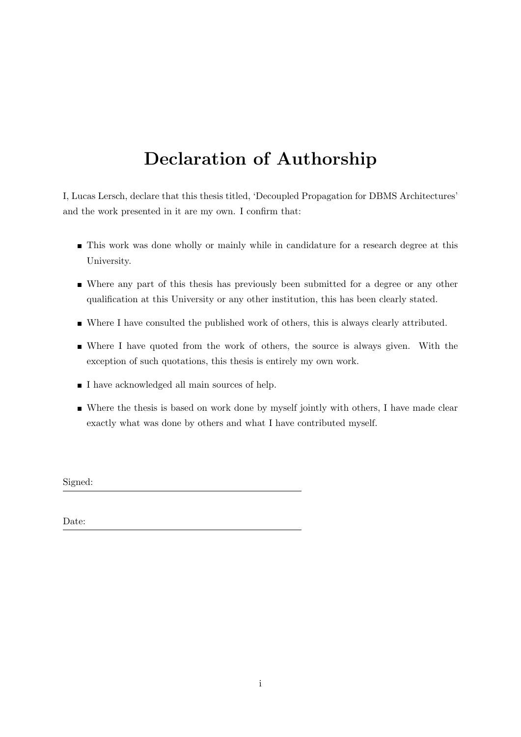# Declaration of Authorship

I, Lucas Lersch, declare that this thesis titled, 'Decoupled Propagation for DBMS Architectures' and the work presented in it are my own. I confirm that:

- This work was done wholly or mainly while in candidature for a research degree at this University.
- Where any part of this thesis has previously been submitted for a degree or any other qualification at this University or any other institution, this has been clearly stated.
- Where I have consulted the published work of others, this is always clearly attributed.
- Where I have quoted from the work of others, the source is always given. With the exception of such quotations, this thesis is entirely my own work.
- I have acknowledged all main sources of help.
- Where the thesis is based on work done by myself jointly with others, I have made clear exactly what was done by others and what I have contributed myself.

Signed: \_\_\_\_\_\_\_\_\_\_\_\_\_\_\_\_\_\_\_\_\_\_\_\_\_\_\_\_\_\_\_\_\_\_\_\_\_\_\_\_

Date: \_\_\_\_\_\_\_\_\_\_\_\_\_\_\_\_\_\_\_\_\_\_\_\_\_\_\_\_\_\_\_\_\_\_\_\_\_\_\_\_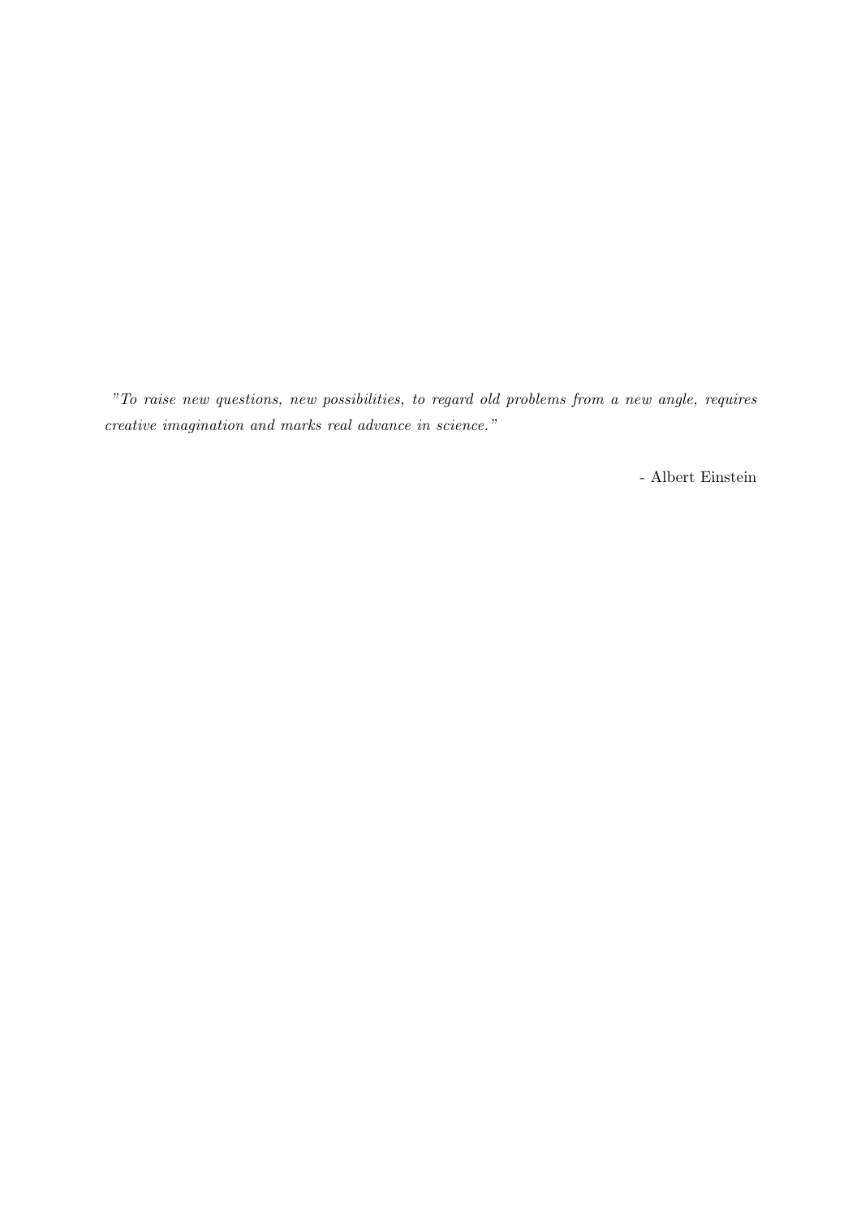*"To raise new questions, new possibilities, to regard old problems from a new angle, requires creative imagination and marks real advance in science."*

- Albert Einstein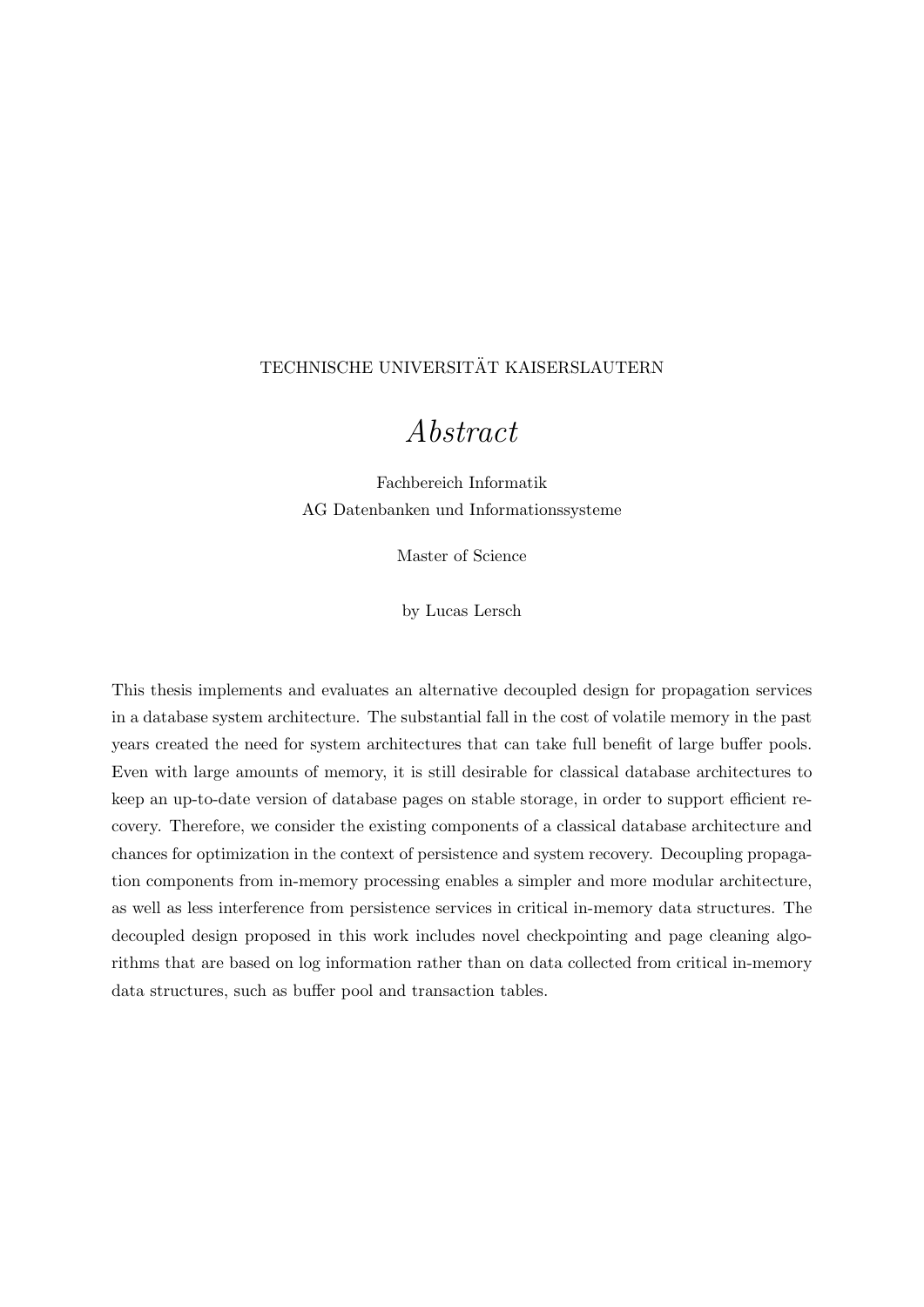TECHNISCHE UNIVERSITÄT KAISERSLAUTERN

# *Abstract*

Fachbereich Informatik
AG Datenbanken und Informationssysteme

Master of Science

by Lucas Lersch

This thesis implements and evaluates an alternative decoupled design for propagation services in a database system architecture. The substantial fall in the cost of volatile memory in the past years created the need for system architectures that can take full benefit of large buffer pools. Even with large amounts of memory, it is still desirable for classical database architectures to keep an up-to-date version of database pages on stable storage, in order to support efficient recovery. Therefore, we consider the existing components of a classical database architecture and chances for optimization in the context of persistence and system recovery. Decoupling propagation components from in-memory processing enables a simpler and more modular architecture, as well as less interference from persistence services in critical in-memory data structures. The decoupled design proposed in this work includes novel checkpointing and page cleaning algorithms that are based on log information rather than on data collected from critical in-memory data structures, such as buffer pool and transaction tables.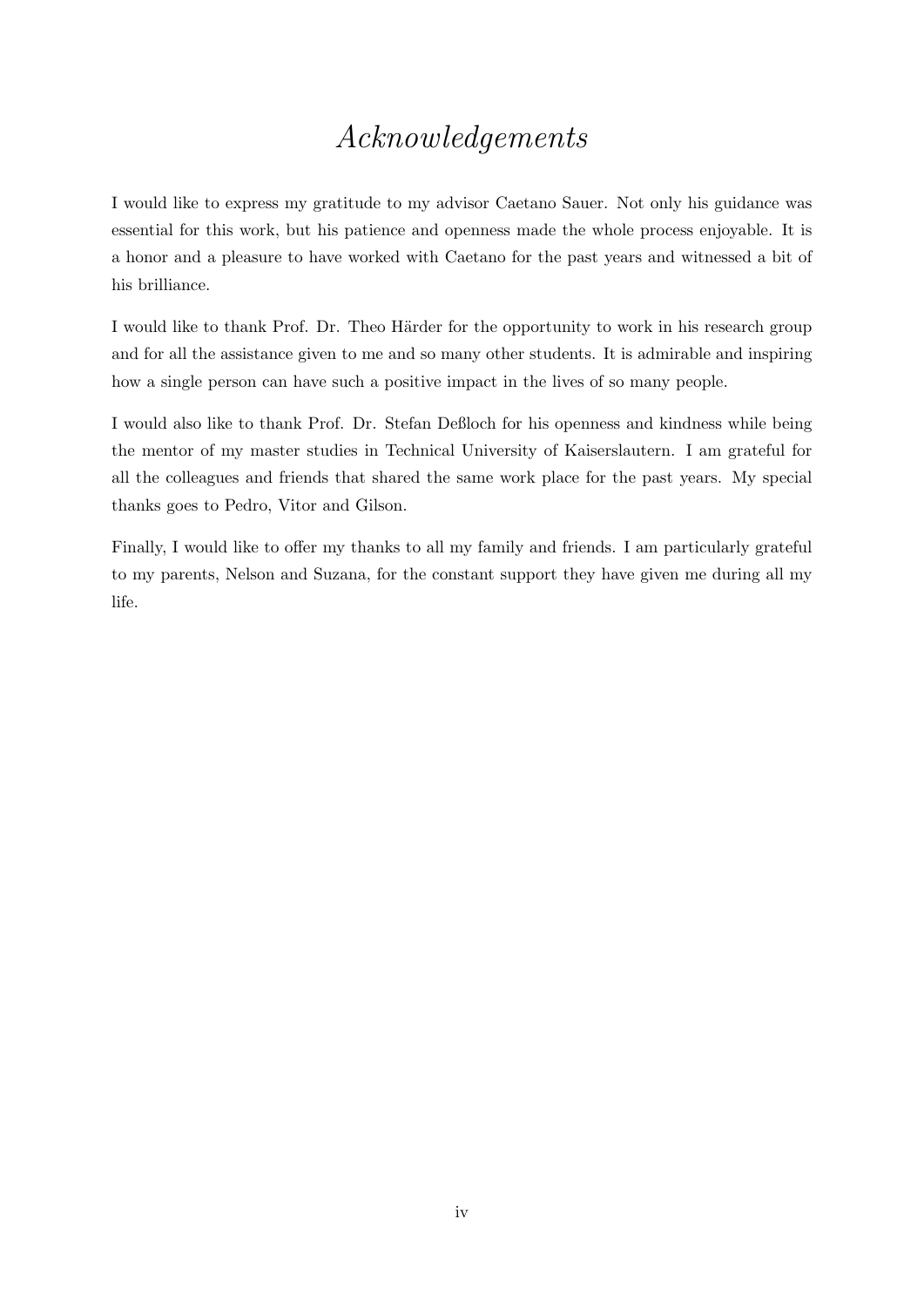# *Acknowledgements*

I would like to express my gratitude to my advisor Caetano Sauer. Not only his guidance was essential for this work, but his patience and openness made the whole process enjoyable. It is a honor and a pleasure to have worked with Caetano for the past years and witnessed a bit of his brilliance.

I would like to thank Prof. Dr. Theo Härder for the opportunity to work in his research group and for all the assistance given to me and so many other students. It is admirable and inspiring how a single person can have such a positive impact in the lives of so many people.

I would also like to thank Prof. Dr. Stefan Deßloch for his openness and kindness while being the mentor of my master studies in Technical University of Kaiserslautern. I am grateful for all the colleagues and friends that shared the same work place for the past years. My special thanks goes to Pedro, Vitor and Gilson.

Finally, I would like to offer my thanks to all my family and friends. I am particularly grateful to my parents, Nelson and Suzana, for the constant support they have given me during all my life.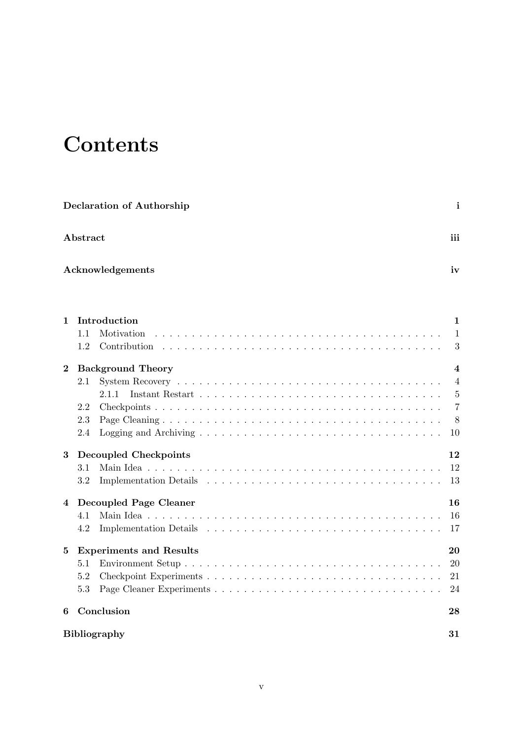# Contents

**Declaration of Authorship** **i**

**Abstract** **iii**

**Acknowledgements** **iv**

**1 Introduction** **1**

- 1.1 Motivation . . . . . . . . . . 1
- 1.2 Contribution . . . . . . . . . . 3

**2 Background Theory** **4**

- 2.1 System Recovery . . . . . . . . . . 4
  - 2.1.1 Instant Restart . . . . . . . . . . 5
- 2.2 Checkpoints . . . . . . . . . . 7
- 2.3 Page Cleaning . . . . . . . . . . 8
- 2.4 Logging and Archiving . . . . . . . . . . 10

**3 Decoupled Checkpoints** **12**

- 3.1 Main Idea . . . . . . . . . . 12
- 3.2 Implementation Details . . . . . . . . . . 13

**4 Decoupled Page Cleaner** **16**

- 4.1 Main Idea . . . . . . . . . . 16
- 4.2 Implementation Details . . . . . . . . . . 17

**5 Experiments and Results** **20**

- 5.1 Environment Setup . . . . . . . . . . 20
- 5.2 Checkpoint Experiments . . . . . . . . . . 21
- 5.3 Page Cleaner Experiments . . . . . . . . . . 24

**6 Conclusion** **28**

**Bibliography** **31**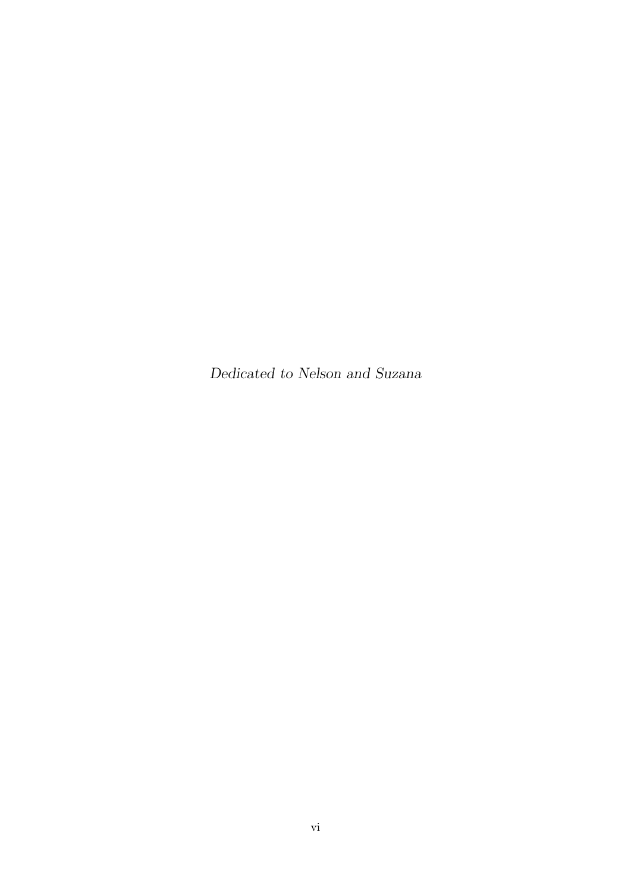*Dedicated to Nelson and Suzana*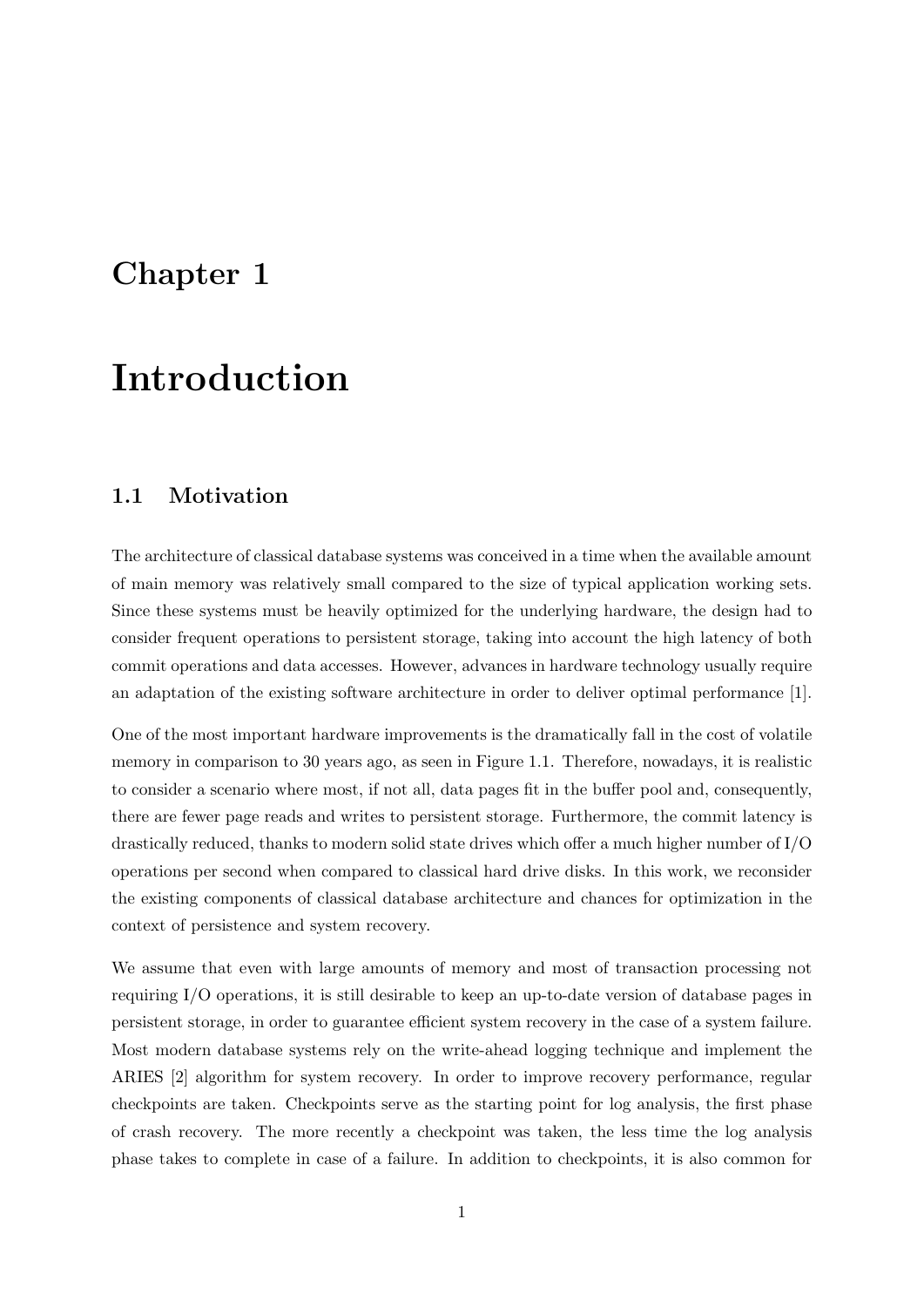# Chapter 1

# Introduction

## 1.1 Motivation

The architecture of classical database systems was conceived in a time when the available amount of main memory was relatively small compared to the size of typical application working sets. Since these systems must be heavily optimized for the underlying hardware, the design had to consider frequent operations to persistent storage, taking into account the high latency of both commit operations and data accesses. However, advances in hardware technology usually require an adaptation of the existing software architecture in order to deliver optimal performance [1].

One of the most important hardware improvements is the dramatically fall in the cost of volatile memory in comparison to 30 years ago, as seen in Figure 1.1. Therefore, nowadays, it is realistic to consider a scenario where most, if not all, data pages fit in the buffer pool and, consequently, there are fewer page reads and writes to persistent storage. Furthermore, the commit latency is drastically reduced, thanks to modern solid state drives which offer a much higher number of I/O operations per second when compared to classical hard drive disks. In this work, we reconsider the existing components of classical database architecture and chances for optimization in the context of persistence and system recovery.

We assume that even with large amounts of memory and most of transaction processing not requiring I/O operations, it is still desirable to keep an up-to-date version of database pages in persistent storage, in order to guarantee efficient system recovery in the case of a system failure. Most modern database systems rely on the write-ahead logging technique and implement the ARIES [2] algorithm for system recovery. In order to improve recovery performance, regular checkpoints are taken. Checkpoints serve as the starting point for log analysis, the first phase of crash recovery. The more recently a checkpoint was taken, the less time the log analysis phase takes to complete in case of a failure. In addition to checkpoints, it is also common for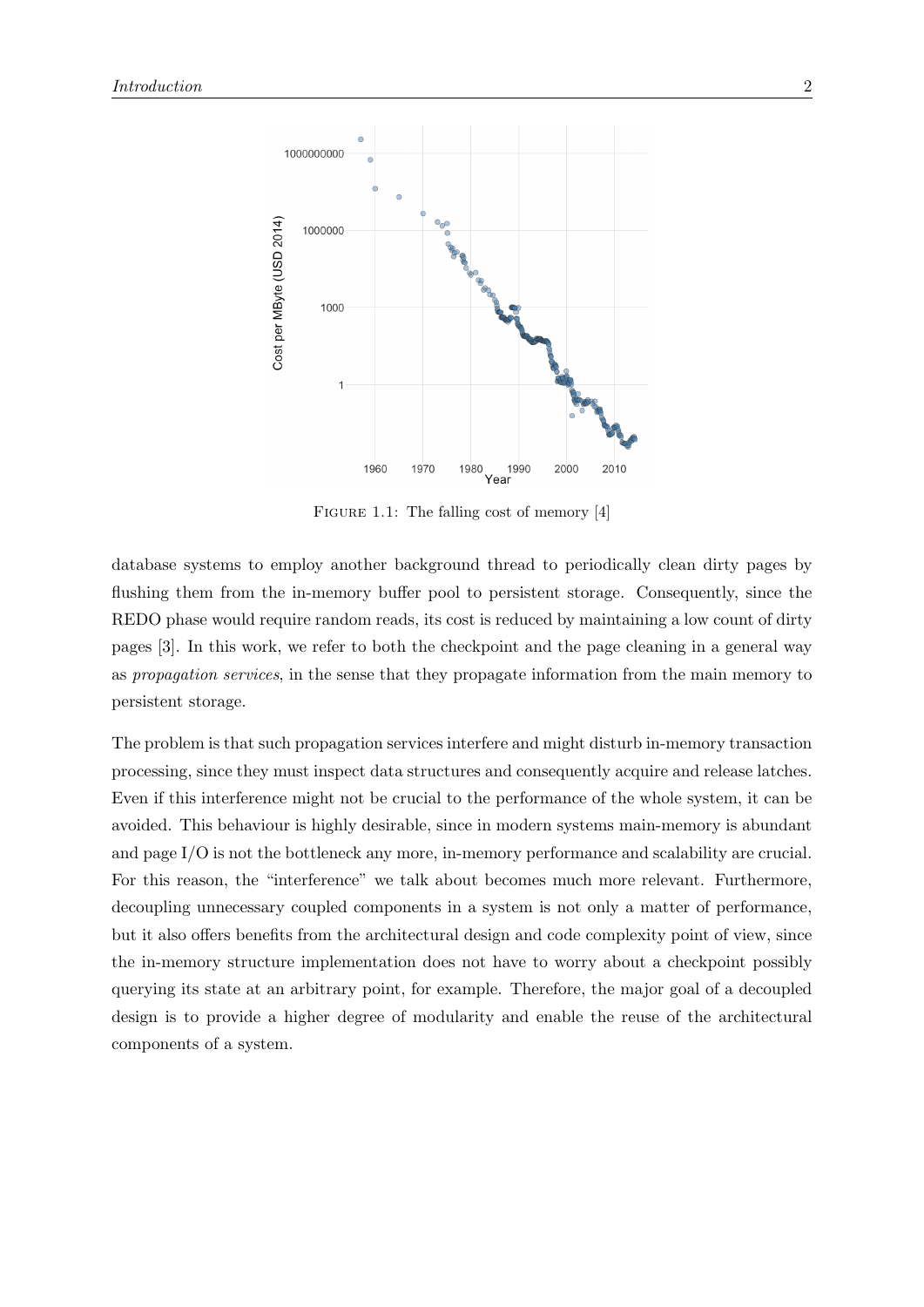FIGURE 1.1: The falling cost of memory [4]

database systems to employ another background thread to periodically clean dirty pages by flushing them from the in-memory buffer pool to persistent storage. Consequently, since the REDO phase would require random reads, its cost is reduced by maintaining a low count of dirty pages [3]. In this work, we refer to both the checkpoint and the page cleaning in a general way as *propagation services*, in the sense that they propagate information from the main memory to persistent storage.

The problem is that such propagation services interfere and might disturb in-memory transaction processing, since they must inspect data structures and consequently acquire and release latches. Even if this interference might not be crucial to the performance of the whole system, it can be avoided. This behaviour is highly desirable, since in modern systems main-memory is abundant and page I/O is not the bottleneck any more, in-memory performance and scalability are crucial. For this reason, the "interference" we talk about becomes much more relevant. Furthermore, decoupling unnecessary coupled components in a system is not only a matter of performance, but it also offers benefits from the architectural design and code complexity point of view, since the in-memory structure implementation does not have to worry about a checkpoint possibly querying its state at an arbitrary point, for example. Therefore, the major goal of a decoupled design is to provide a higher degree of modularity and enable the reuse of the architectural components of a system.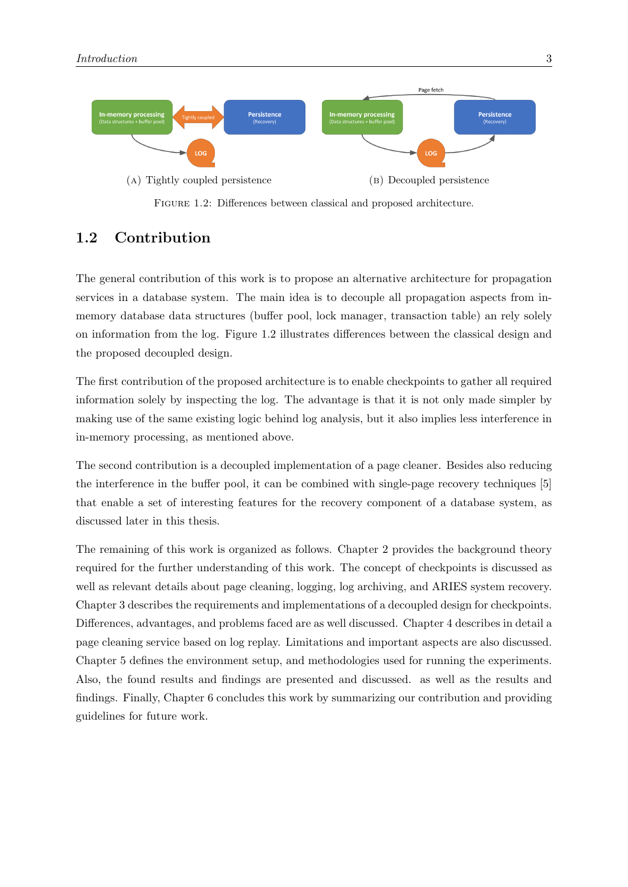(A) Tightly coupled persistence

(B) Decoupled persistence

FIGURE 1.2: Differences between classical and proposed architecture.

## 1.2 Contribution

The general contribution of this work is to propose an alternative architecture for propagation services in a database system. The main idea is to decouple all propagation aspects from in-memory database data structures (buffer pool, lock manager, transaction table) an rely solely on information from the log. Figure 1.2 illustrates differences between the classical design and the proposed decoupled design.

The first contribution of the proposed architecture is to enable checkpoints to gather all required information solely by inspecting the log. The advantage is that it is not only made simpler by making use of the same existing logic behind log analysis, but it also implies less interference in in-memory processing, as mentioned above.

The second contribution is a decoupled implementation of a page cleaner. Besides also reducing the interference in the buffer pool, it can be combined with single-page recovery techniques [5] that enable a set of interesting features for the recovery component of a database system, as discussed later in this thesis.

The remaining of this work is organized as follows. Chapter 2 provides the background theory required for the further understanding of this work. The concept of checkpoints is discussed as well as relevant details about page cleaning, logging, log archiving, and ARIES system recovery. Chapter 3 describes the requirements and implementations of a decoupled design for checkpoints. Differences, advantages, and problems faced are as well discussed. Chapter 4 describes in detail a page cleaning service based on log replay. Limitations and important aspects are also discussed. Chapter 5 defines the environment setup, and methodologies used for running the experiments. Also, the found results and findings are presented and discussed. as well as the results and findings. Finally, Chapter 6 concludes this work by summarizing our contribution and providing guidelines for future work.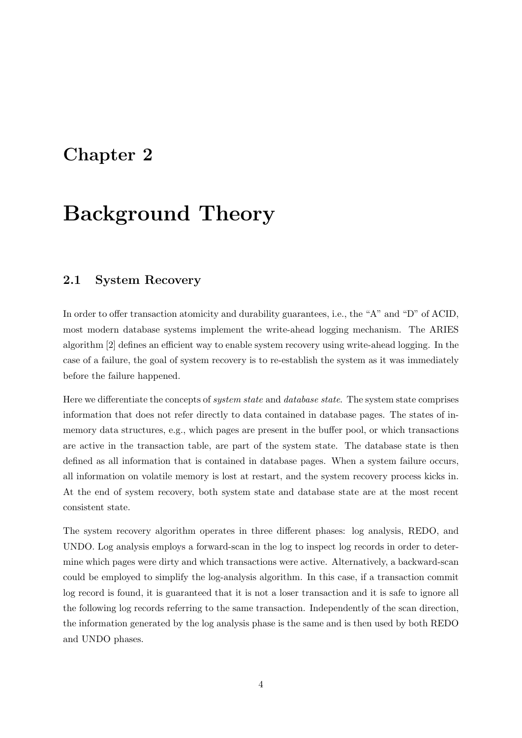# Chapter 2

# Background Theory

## 2.1 System Recovery

In order to offer transaction atomicity and durability guarantees, i.e., the "A" and "D" of ACID, most modern database systems implement the write-ahead logging mechanism. The ARIES algorithm [2] defines an efficient way to enable system recovery using write-ahead logging. In the case of a failure, the goal of system recovery is to re-establish the system as it was immediately before the failure happened.

Here we differentiate the concepts of *system state* and *database state*. The system state comprises information that does not refer directly to data contained in database pages. The states of in-memory data structures, e.g., which pages are present in the buffer pool, or which transactions are active in the transaction table, are part of the system state. The database state is then defined as all information that is contained in database pages. When a system failure occurs, all information on volatile memory is lost at restart, and the system recovery process kicks in. At the end of system recovery, both system state and database state are at the most recent consistent state.

The system recovery algorithm operates in three different phases: log analysis, REDO, and UNDO. Log analysis employs a forward-scan in the log to inspect log records in order to determine which pages were dirty and which transactions were active. Alternatively, a backward-scan could be employed to simplify the log-analysis algorithm. In this case, if a transaction commit log record is found, it is guaranteed that it is not a loser transaction and it is safe to ignore all the following log records referring to the same transaction. Independently of the scan direction, the information generated by the log analysis phase is the same and is then used by both REDO and UNDO phases.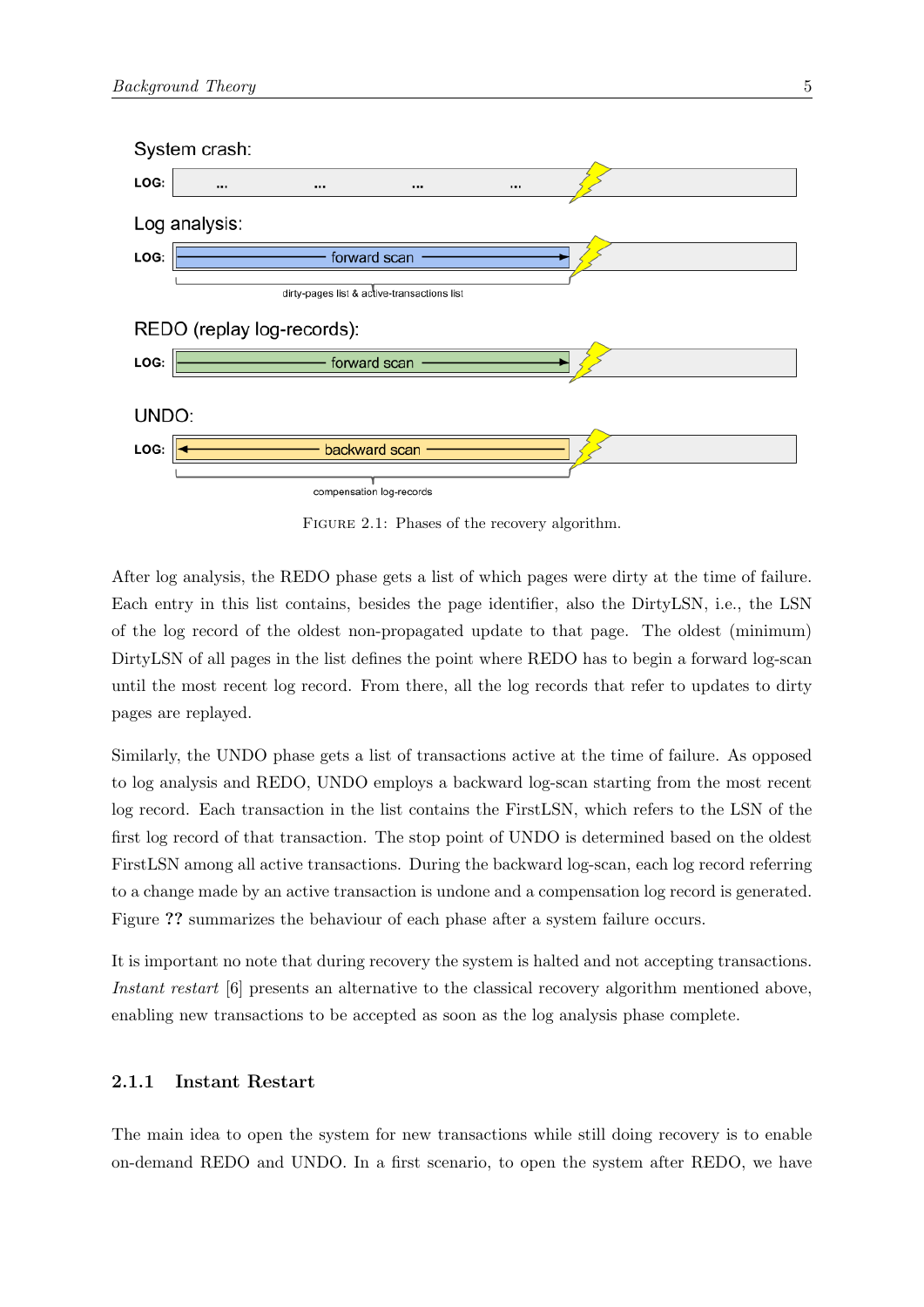System crash:

LOG: ... ... ... ...

Log analysis:

LOG: forward scan

dirty-pages list & active-transactions list

REDO (replay log-records):

LOG: forward scan

UNDO:

LOG: backward scan

compensation log-records

FIGURE 2.1: Phases of the recovery algorithm.

After log analysis, the REDO phase gets a list of which pages were dirty at the time of failure. Each entry in this list contains, besides the page identifier, also the DirtyLSN, i.e., the LSN of the log record of the oldest non-propagated update to that page. The oldest (minimum) DirtyLSN of all pages in the list defines the point where REDO has to begin a forward log-scan until the most recent log record. From there, all the log records that refer to updates to dirty pages are replayed.

Similarly, the UNDO phase gets a list of transactions active at the time of failure. As opposed to log analysis and REDO, UNDO employs a backward log-scan starting from the most recent log record. Each transaction in the list contains the FirstLSN, which refers to the LSN of the first log record of that transaction. The stop point of UNDO is determined based on the oldest FirstLSN among all active transactions. During the backward log-scan, each log record referring to a change made by an active transaction is undone and a compensation log record is generated. Figure **??** summarizes the behaviour of each phase after a system failure occurs.

It is important no note that during recovery the system is halted and not accepting transactions. *Instant restart* [6] presents an alternative to the classical recovery algorithm mentioned above, enabling new transactions to be accepted as soon as the log analysis phase complete.

### 2.1.1 Instant Restart

The main idea to open the system for new transactions while still doing recovery is to enable on-demand REDO and UNDO. In a first scenario, to open the system after REDO, we have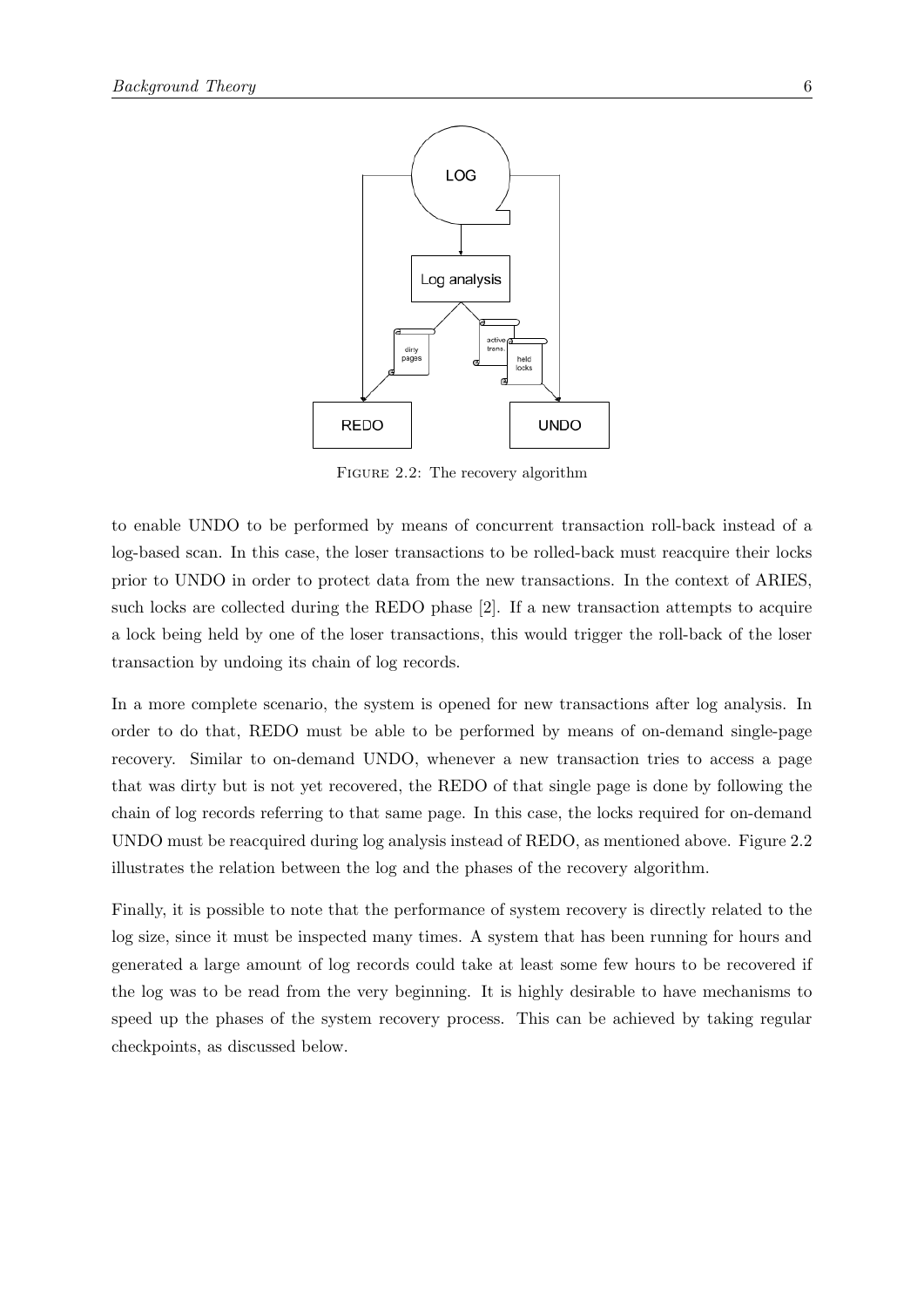FIGURE 2.2: The recovery algorithm

to enable UNDO to be performed by means of concurrent transaction roll-back instead of a log-based scan. In this case, the loser transactions to be rolled-back must reacquire their locks prior to UNDO in order to protect data from the new transactions. In the context of ARIES, such locks are collected during the REDO phase [2]. If a new transaction attempts to acquire a lock being held by one of the loser transactions, this would trigger the roll-back of the loser transaction by undoing its chain of log records.

In a more complete scenario, the system is opened for new transactions after log analysis. In order to do that, REDO must be able to be performed by means of on-demand single-page recovery. Similar to on-demand UNDO, whenever a new transaction tries to access a page that was dirty but is not yet recovered, the REDO of that single page is done by following the chain of log records referring to that same page. In this case, the locks required for on-demand UNDO must be reacquired during log analysis instead of REDO, as mentioned above. Figure 2.2 illustrates the relation between the log and the phases of the recovery algorithm.

Finally, it is possible to note that the performance of system recovery is directly related to the log size, since it must be inspected many times. A system that has been running for hours and generated a large amount of log records could take at least some few hours to be recovered if the log was to be read from the very beginning. It is highly desirable to have mechanisms to speed up the phases of the system recovery process. This can be achieved by taking regular checkpoints, as discussed below.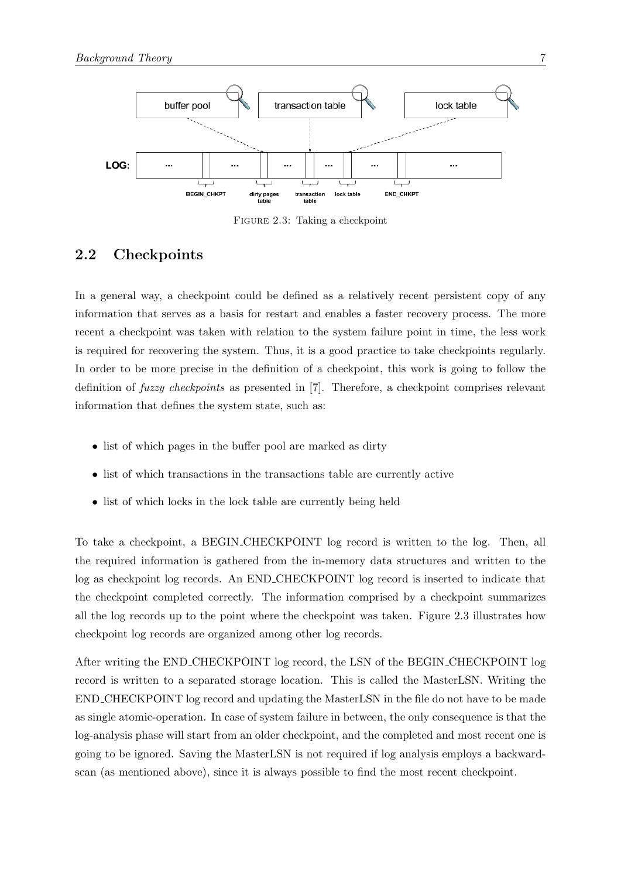FIGURE 2.3: Taking a checkpoint

## 2.2 Checkpoints

In a general way, a checkpoint could be defined as a relatively recent persistent copy of any information that serves as a basis for restart and enables a faster recovery process. The more recent a checkpoint was taken with relation to the system failure point in time, the less work is required for recovering the system. Thus, it is a good practice to take checkpoints regularly. In order to be more precise in the definition of a checkpoint, this work is going to follow the definition of *fuzzy checkpoints* as presented in [7]. Therefore, a checkpoint comprises relevant information that defines the system state, such as:

- list of which pages in the buffer pool are marked as dirty
- list of which transactions in the transactions table are currently active
- list of which locks in the lock table are currently being held

To take a checkpoint, a BEGIN_CHECKPOINT log record is written to the log. Then, all the required information is gathered from the in-memory data structures and written to the log as checkpoint log records. An END_CHECKPOINT log record is inserted to indicate that the checkpoint completed correctly. The information comprised by a checkpoint summarizes all the log records up to the point where the checkpoint was taken. Figure 2.3 illustrates how checkpoint log records are organized among other log records.

After writing the END_CHECKPOINT log record, the LSN of the BEGIN_CHECKPOINT log record is written to a separated storage location. This is called the MasterLSN. Writing the END_CHECKPOINT log record and updating the MasterLSN in the file do not have to be made as single atomic-operation. In case of system failure in between, the only consequence is that the log-analysis phase will start from an older checkpoint, and the completed and most recent one is going to be ignored. Saving the MasterLSN is not required if log analysis employs a backward-scan (as mentioned above), since it is always possible to find the most recent checkpoint.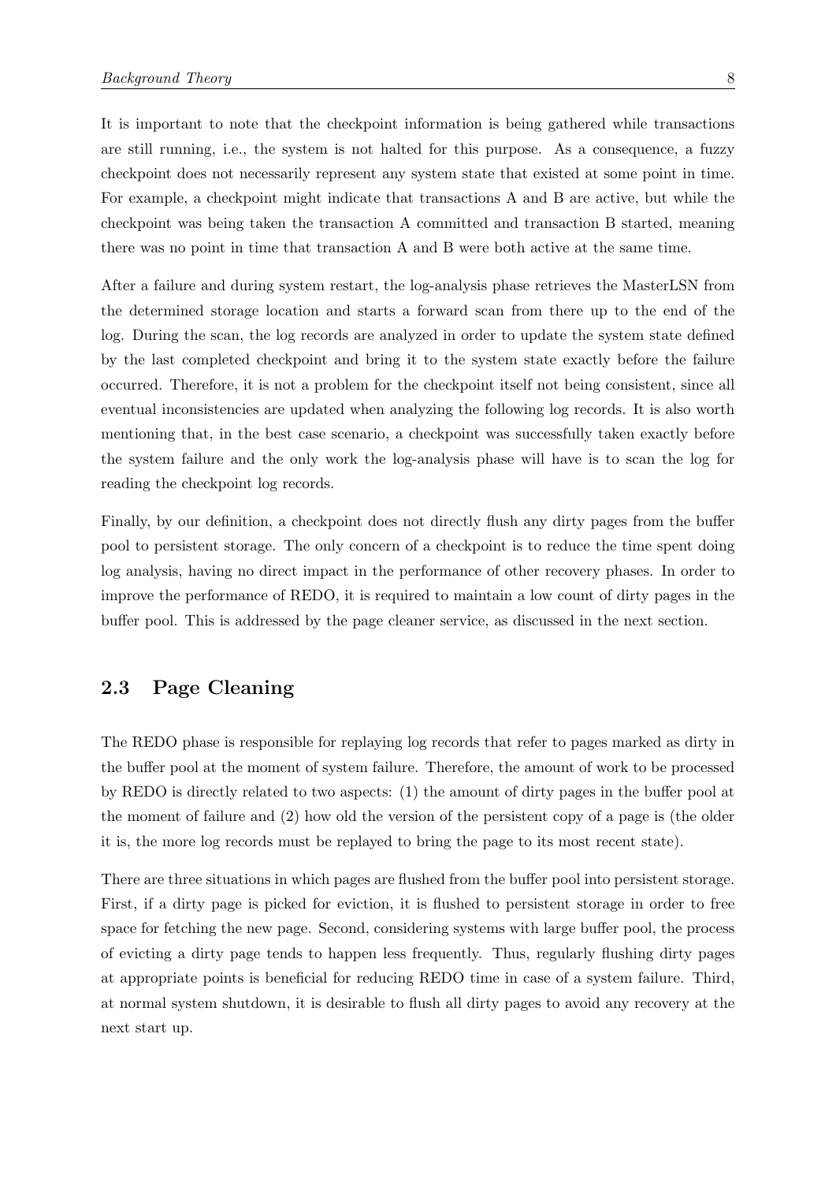It is important to note that the checkpoint information is being gathered while transactions are still running, i.e., the system is not halted for this purpose. As a consequence, a fuzzy checkpoint does not necessarily represent any system state that existed at some point in time. For example, a checkpoint might indicate that transactions A and B are active, but while the checkpoint was being taken the transaction A committed and transaction B started, meaning there was no point in time that transaction A and B were both active at the same time.

After a failure and during system restart, the log-analysis phase retrieves the MasterLSN from the determined storage location and starts a forward scan from there up to the end of the log. During the scan, the log records are analyzed in order to update the system state defined by the last completed checkpoint and bring it to the system state exactly before the failure occurred. Therefore, it is not a problem for the checkpoint itself not being consistent, since all eventual inconsistencies are updated when analyzing the following log records. It is also worth mentioning that, in the best case scenario, a checkpoint was successfully taken exactly before the system failure and the only work the log-analysis phase will have is to scan the log for reading the checkpoint log records.

Finally, by our definition, a checkpoint does not directly flush any dirty pages from the buffer pool to persistent storage. The only concern of a checkpoint is to reduce the time spent doing log analysis, having no direct impact in the performance of other recovery phases. In order to improve the performance of REDO, it is required to maintain a low count of dirty pages in the buffer pool. This is addressed by the page cleaner service, as discussed in the next section.

## 2.3 Page Cleaning

The REDO phase is responsible for replaying log records that refer to pages marked as dirty in the buffer pool at the moment of system failure. Therefore, the amount of work to be processed by REDO is directly related to two aspects: (1) the amount of dirty pages in the buffer pool at the moment of failure and (2) how old the version of the persistent copy of a page is (the older it is, the more log records must be replayed to bring the page to its most recent state).

There are three situations in which pages are flushed from the buffer pool into persistent storage. First, if a dirty page is picked for eviction, it is flushed to persistent storage in order to free space for fetching the new page. Second, considering systems with large buffer pool, the process of evicting a dirty page tends to happen less frequently. Thus, regularly flushing dirty pages at appropriate points is beneficial for reducing REDO time in case of a system failure. Third, at normal system shutdown, it is desirable to flush all dirty pages to avoid any recovery at the next start up.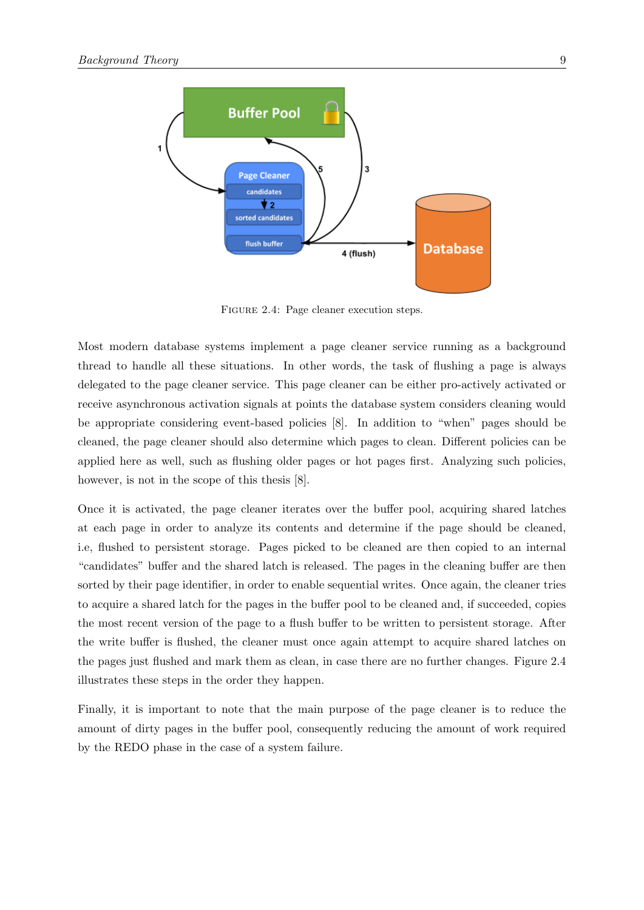FIGURE 2.4: Page cleaner execution steps.

Most modern database systems implement a page cleaner service running as a background thread to handle all these situations. In other words, the task of flushing a page is always delegated to the page cleaner service. This page cleaner can be either pro-actively activated or receive asynchronous activation signals at points the database system considers cleaning would be appropriate considering event-based policies [8]. In addition to "when" pages should be cleaned, the page cleaner should also determine which pages to clean. Different policies can be applied here as well, such as flushing older pages or hot pages first. Analyzing such policies, however, is not in the scope of this thesis [8].

Once it is activated, the page cleaner iterates over the buffer pool, acquiring shared latches at each page in order to analyze its contents and determine if the page should be cleaned, i.e, flushed to persistent storage. Pages picked to be cleaned are then copied to an internal "candidates" buffer and the shared latch is released. The pages in the cleaning buffer are then sorted by their page identifier, in order to enable sequential writes. Once again, the cleaner tries to acquire a shared latch for the pages in the buffer pool to be cleaned and, if succeeded, copies the most recent version of the page to a flush buffer to be written to persistent storage. After the write buffer is flushed, the cleaner must once again attempt to acquire shared latches on the pages just flushed and mark them as clean, in case there are no further changes. Figure 2.4 illustrates these steps in the order they happen.

Finally, it is important to note that the main purpose of the page cleaner is to reduce the amount of dirty pages in the buffer pool, consequently reducing the amount of work required by the REDO phase in the case of a system failure.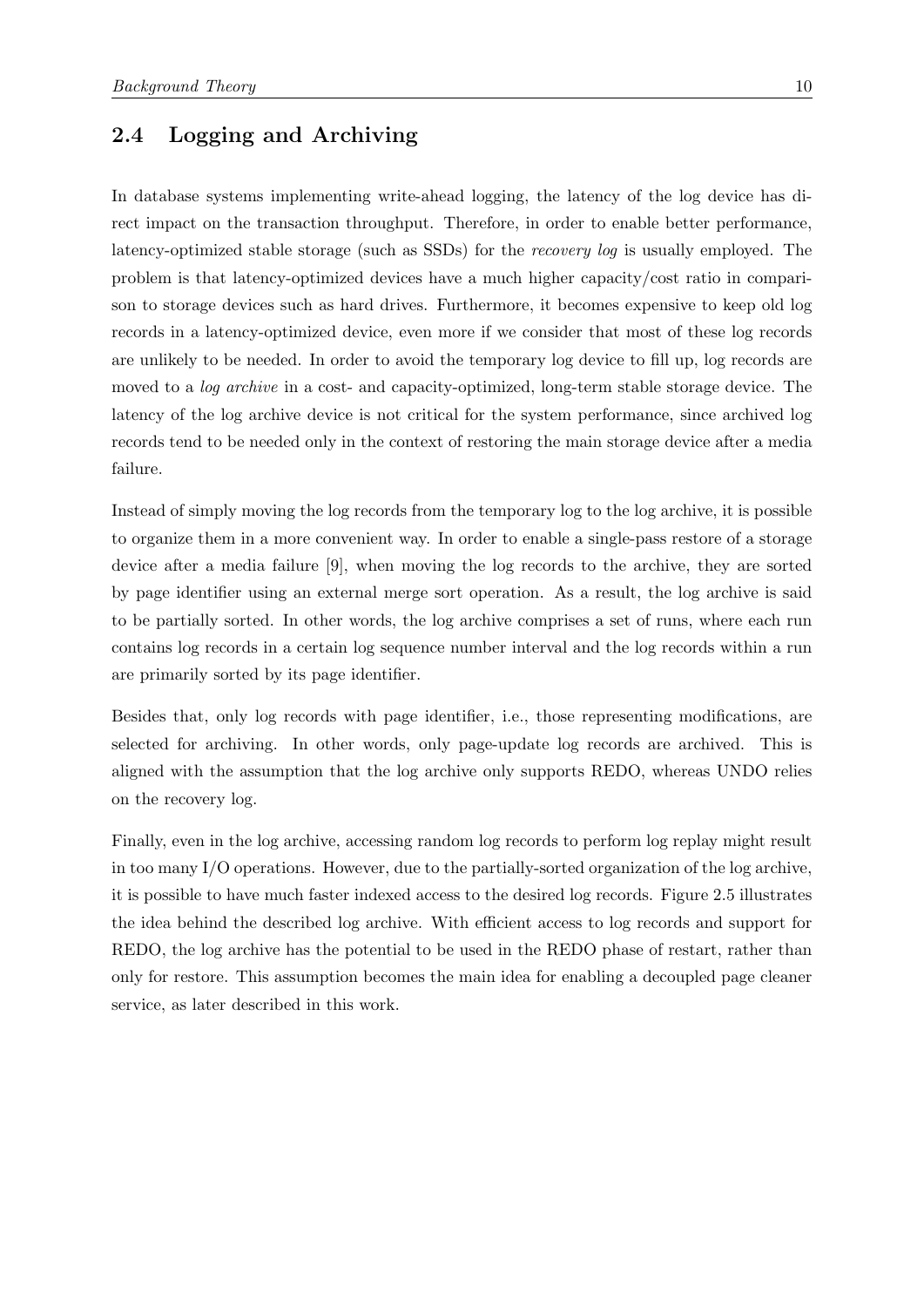## 2.4 Logging and Archiving

In database systems implementing write-ahead logging, the latency of the log device has direct impact on the transaction throughput. Therefore, in order to enable better performance, latency-optimized stable storage (such as SSDs) for the *recovery log* is usually employed. The problem is that latency-optimized devices have a much higher capacity/cost ratio in comparison to storage devices such as hard drives. Furthermore, it becomes expensive to keep old log records in a latency-optimized device, even more if we consider that most of these log records are unlikely to be needed. In order to avoid the temporary log device to fill up, log records are moved to a *log archive* in a cost- and capacity-optimized, long-term stable storage device. The latency of the log archive device is not critical for the system performance, since archived log records tend to be needed only in the context of restoring the main storage device after a media failure.

Instead of simply moving the log records from the temporary log to the log archive, it is possible to organize them in a more convenient way. In order to enable a single-pass restore of a storage device after a media failure [9], when moving the log records to the archive, they are sorted by page identifier using an external merge sort operation. As a result, the log archive is said to be partially sorted. In other words, the log archive comprises a set of runs, where each run contains log records in a certain log sequence number interval and the log records within a run are primarily sorted by its page identifier.

Besides that, only log records with page identifier, i.e., those representing modifications, are selected for archiving. In other words, only page-update log records are archived. This is aligned with the assumption that the log archive only supports REDO, whereas UNDO relies on the recovery log.

Finally, even in the log archive, accessing random log records to perform log replay might result in too many I/O operations. However, due to the partially-sorted organization of the log archive, it is possible to have much faster indexed access to the desired log records. Figure 2.5 illustrates the idea behind the described log archive. With efficient access to log records and support for REDO, the log archive has the potential to be used in the REDO phase of restart, rather than only for restore. This assumption becomes the main idea for enabling a decoupled page cleaner service, as later described in this work.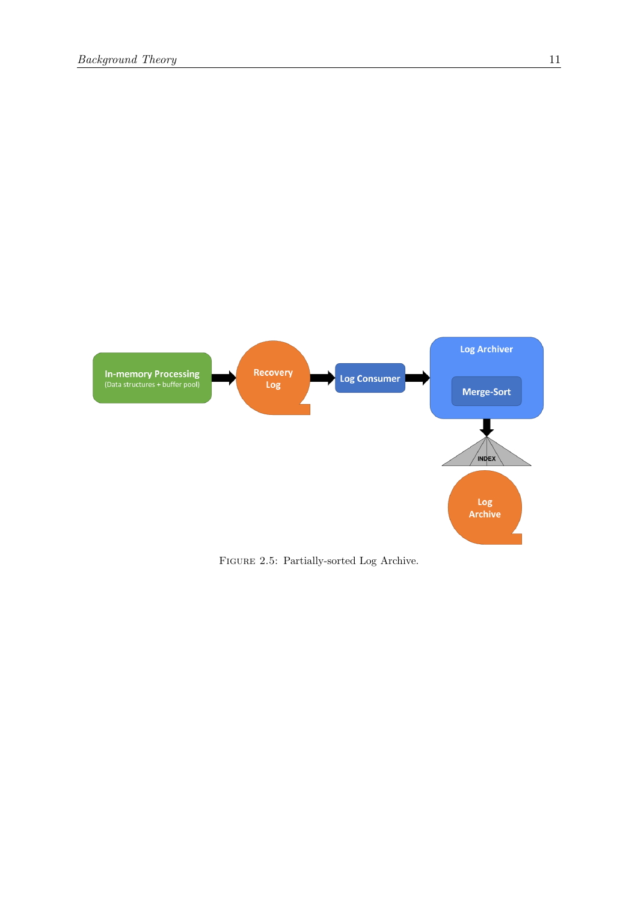Figure 2.5: Partially-sorted Log Archive.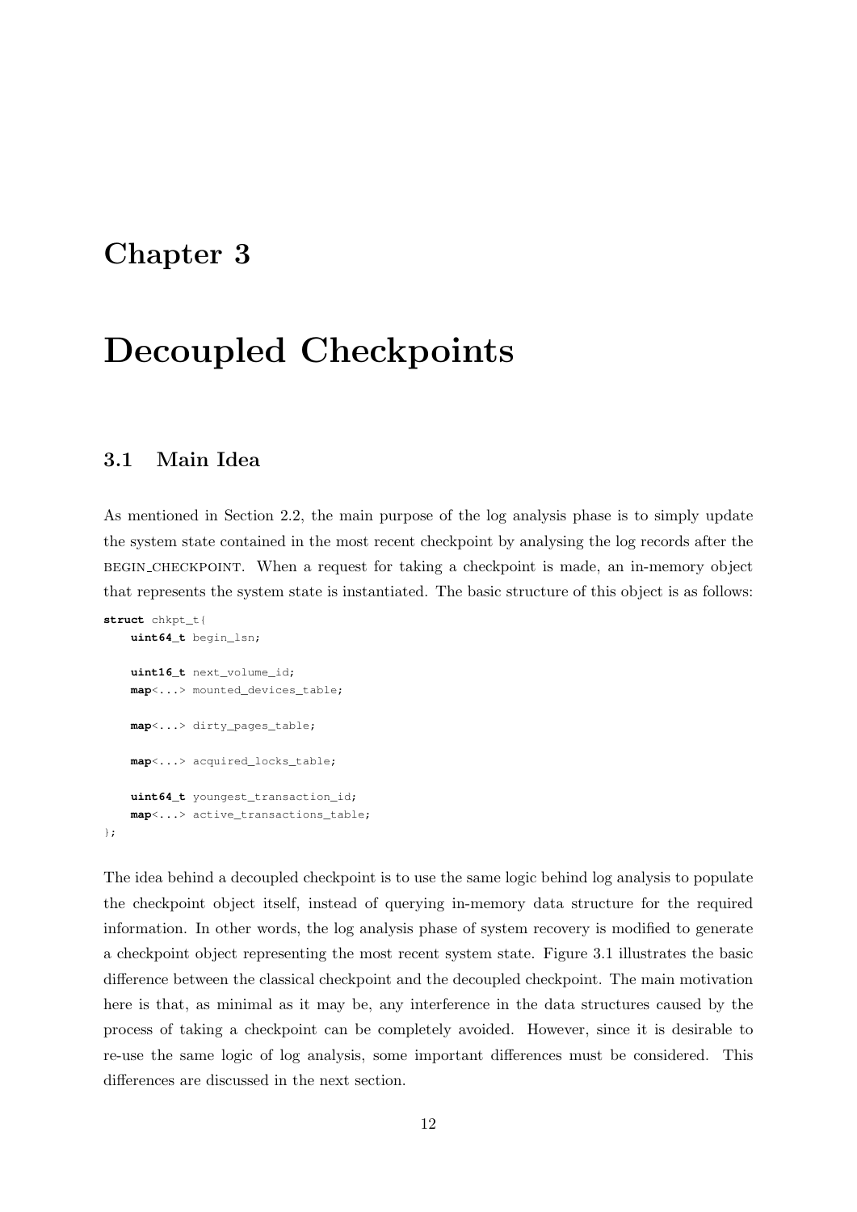# Chapter 3

# Decoupled Checkpoints

## 3.1 Main Idea

As mentioned in Section 2.2, the main purpose of the log analysis phase is to simply update the system state contained in the most recent checkpoint by analysing the log records after the BEGIN_CHECKPOINT. When a request for taking a checkpoint is made, an in-memory object that represents the system state is instantiated. The basic structure of this object is as follows:

```
struct chkpt_t{
    uint64_t begin_lsn;

    uint16_t next_volume_id;
    map<...> mounted_devices_table;

    map<...> dirty_pages_table;

    map<...> acquired_locks_table;

    uint64_t youngest_transaction_id;
    map<...> active_transactions_table;
};
```

The idea behind a decoupled checkpoint is to use the same logic behind log analysis to populate the checkpoint object itself, instead of querying in-memory data structure for the required information. In other words, the log analysis phase of system recovery is modified to generate a checkpoint object representing the most recent system state. Figure 3.1 illustrates the basic difference between the classical checkpoint and the decoupled checkpoint. The main motivation here is that, as minimal as it may be, any interference in the data structures caused by the process of taking a checkpoint can be completely avoided. However, since it is desirable to re-use the same logic of log analysis, some important differences must be considered. This differences are discussed in the next section.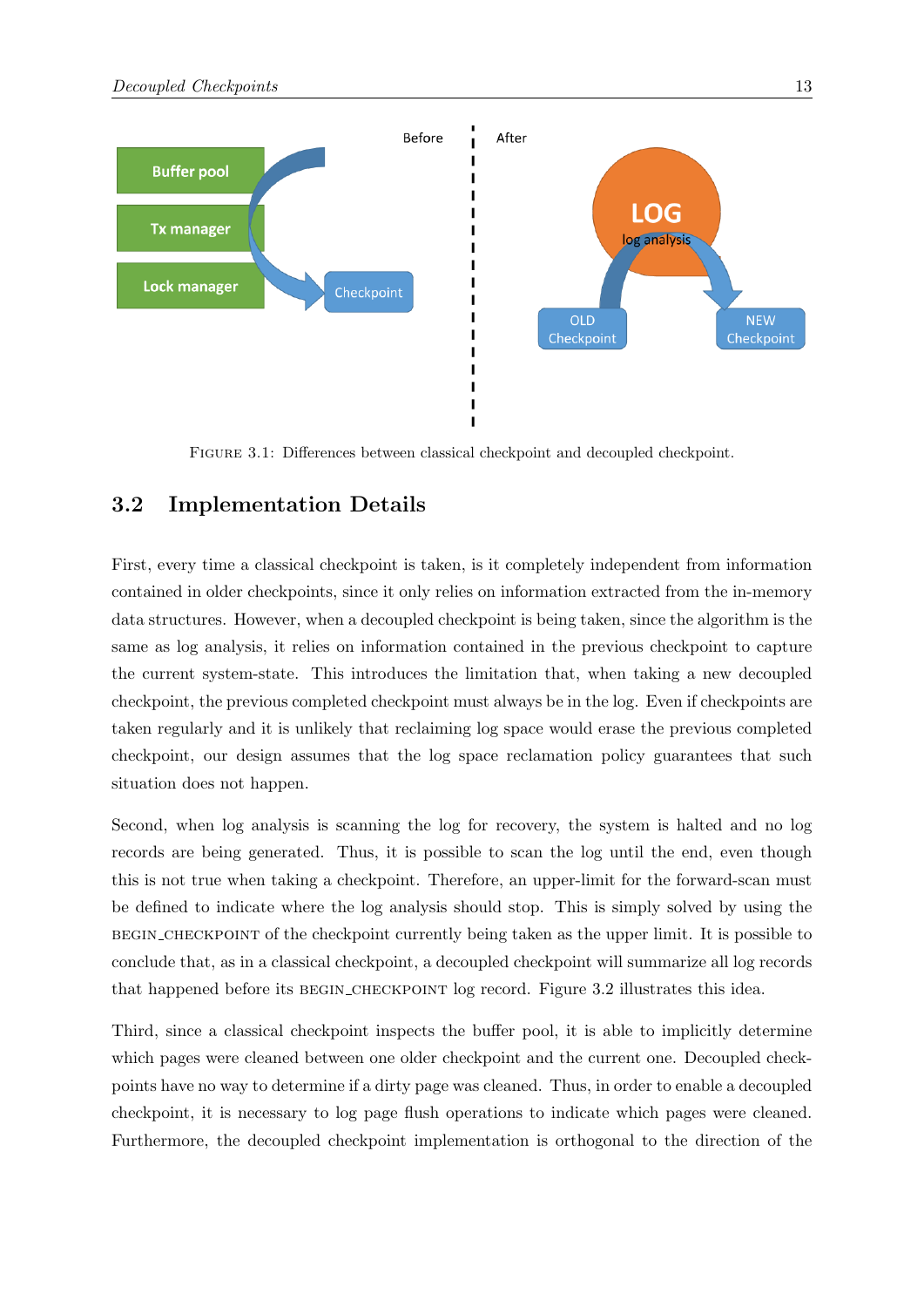FIGURE 3.1: Differences between classical checkpoint and decoupled checkpoint.

## 3.2 Implementation Details

First, every time a classical checkpoint is taken, is it completely independent from information contained in older checkpoints, since it only relies on information extracted from the in-memory data structures. However, when a decoupled checkpoint is being taken, since the algorithm is the same as log analysis, it relies on information contained in the previous checkpoint to capture the current system-state. This introduces the limitation that, when taking a new decoupled checkpoint, the previous completed checkpoint must always be in the log. Even if checkpoints are taken regularly and it is unlikely that reclaiming log space would erase the previous completed checkpoint, our design assumes that the log space reclamation policy guarantees that such situation does not happen.

Second, when log analysis is scanning the log for recovery, the system is halted and no log records are being generated. Thus, it is possible to scan the log until the end, even though this is not true when taking a checkpoint. Therefore, an upper-limit for the forward-scan must be defined to indicate where the log analysis should stop. This is simply solved by using the BEGIN_CHECKPOINT of the checkpoint currently being taken as the upper limit. It is possible to conclude that, as in a classical checkpoint, a decoupled checkpoint will summarize all log records that happened before its BEGIN_CHECKPOINT log record. Figure 3.2 illustrates this idea.

Third, since a classical checkpoint inspects the buffer pool, it is able to implicitly determine which pages were cleaned between one older checkpoint and the current one. Decoupled checkpoints have no way to determine if a dirty page was cleaned. Thus, in order to enable a decoupled checkpoint, it is necessary to log page flush operations to indicate which pages were cleaned. Furthermore, the decoupled checkpoint implementation is orthogonal to the direction of the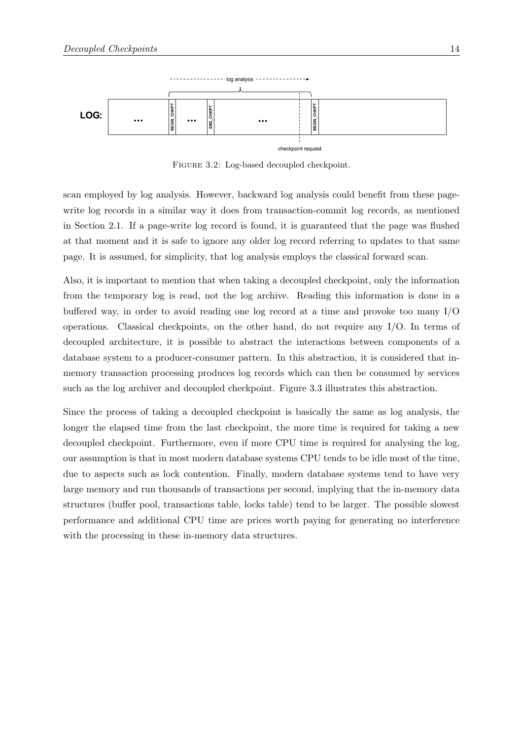FIGURE 3.2: Log-based decoupled checkpoint.

scan employed by log analysis. However, backward log analysis could benefit from these page-write log records in a similar way it does from transaction-commit log records, as mentioned in Section 2.1. If a page-write log record is found, it is guaranteed that the page was flushed at that moment and it is safe to ignore any older log record referring to updates to that same page. It is assumed, for simplicity, that log analysis employs the classical forward scan.

Also, it is important to mention that when taking a decoupled checkpoint, only the information from the temporary log is read, not the log archive. Reading this information is done in a buffered way, in order to avoid reading one log record at a time and provoke too many I/O operations. Classical checkpoints, on the other hand, do not require any I/O. In terms of decoupled architecture, it is possible to abstract the interactions between components of a database system to a producer-consumer pattern. In this abstraction, it is considered that in-memory transaction processing produces log records which can then be consumed by services such as the log archiver and decoupled checkpoint. Figure 3.3 illustrates this abstraction.

Since the process of taking a decoupled checkpoint is basically the same as log analysis, the longer the elapsed time from the last checkpoint, the more time is required for taking a new decoupled checkpoint. Furthermore, even if more CPU time is required for analysing the log, our assumption is that in most modern database systems CPU tends to be idle most of the time, due to aspects such as lock contention. Finally, modern database systems tend to have very large memory and run thousands of transactions per second, implying that the in-memory data structures (buffer pool, transactions table, locks table) tend to be larger. The possible slowest performance and additional CPU time are prices worth paying for generating no interference with the processing in these in-memory data structures.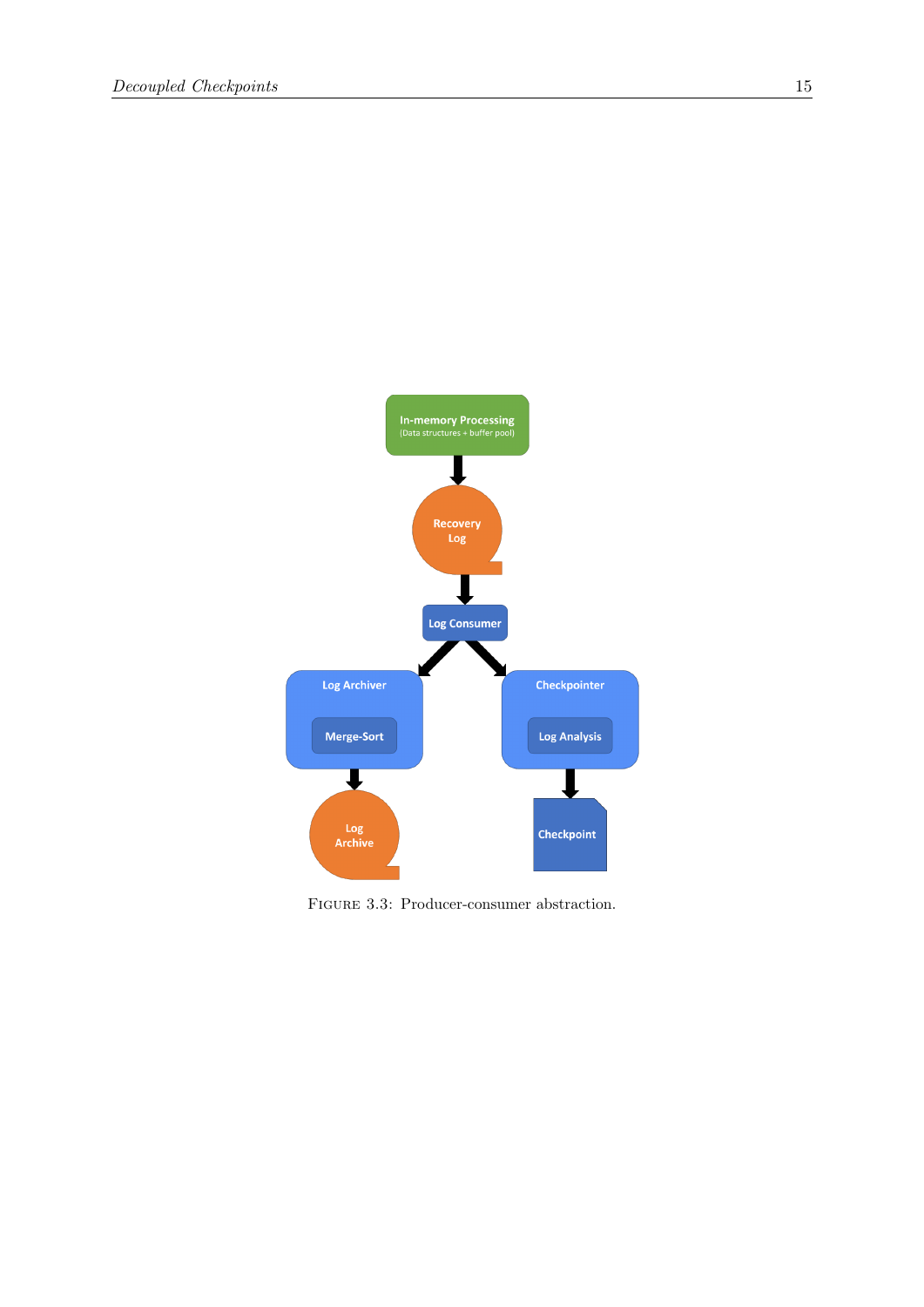Figure 3.3: Producer-consumer abstraction.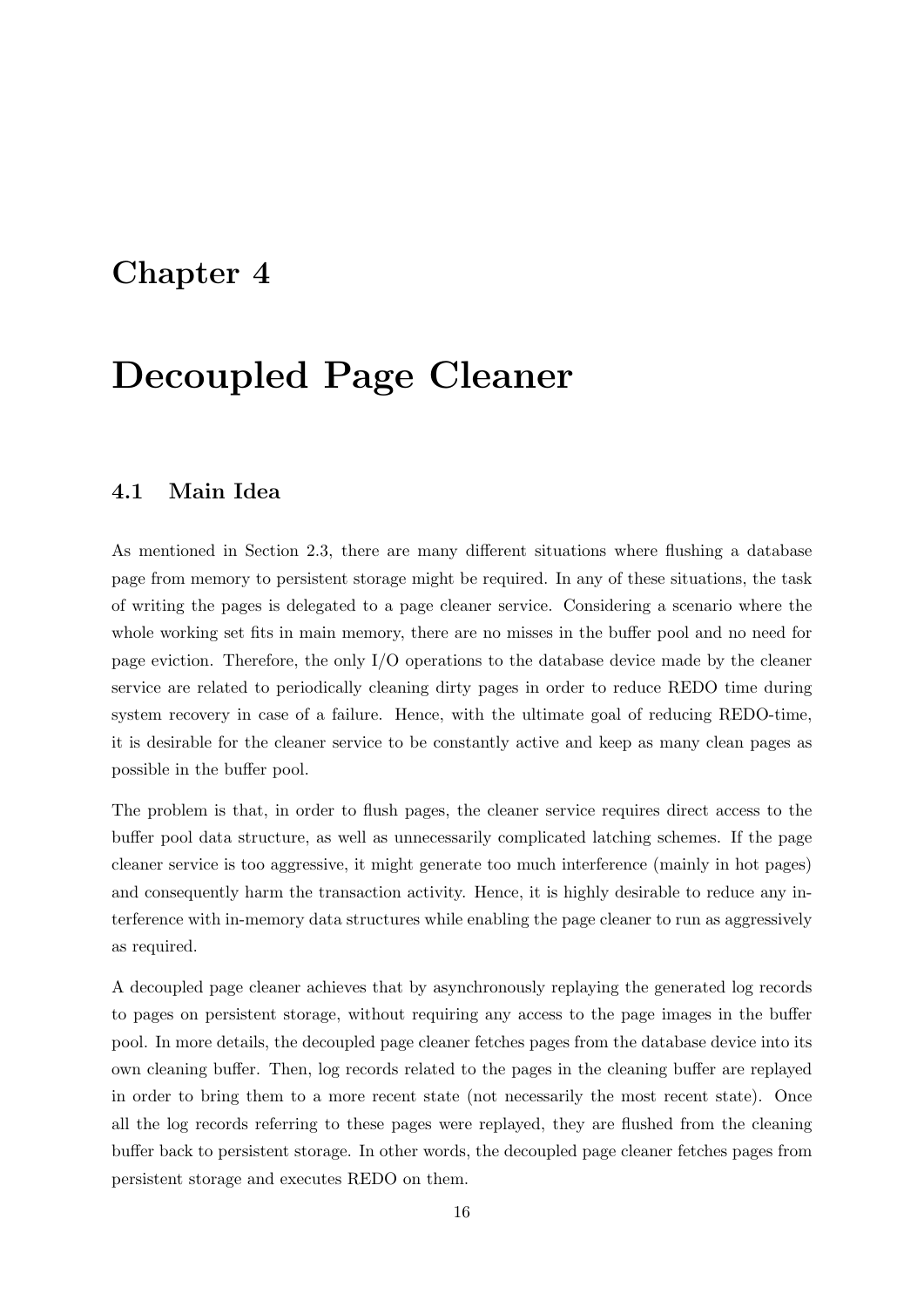# Chapter 4

# Decoupled Page Cleaner

## 4.1 Main Idea

As mentioned in Section 2.3, there are many different situations where flushing a database page from memory to persistent storage might be required. In any of these situations, the task of writing the pages is delegated to a page cleaner service. Considering a scenario where the whole working set fits in main memory, there are no misses in the buffer pool and no need for page eviction. Therefore, the only I/O operations to the database device made by the cleaner service are related to periodically cleaning dirty pages in order to reduce REDO time during system recovery in case of a failure. Hence, with the ultimate goal of reducing REDO-time, it is desirable for the cleaner service to be constantly active and keep as many clean pages as possible in the buffer pool.

The problem is that, in order to flush pages, the cleaner service requires direct access to the buffer pool data structure, as well as unnecessarily complicated latching schemes. If the page cleaner service is too aggressive, it might generate too much interference (mainly in hot pages) and consequently harm the transaction activity. Hence, it is highly desirable to reduce any interference with in-memory data structures while enabling the page cleaner to run as aggressively as required.

A decoupled page cleaner achieves that by asynchronously replaying the generated log records to pages on persistent storage, without requiring any access to the page images in the buffer pool. In more details, the decoupled page cleaner fetches pages from the database device into its own cleaning buffer. Then, log records related to the pages in the cleaning buffer are replayed in order to bring them to a more recent state (not necessarily the most recent state). Once all the log records referring to these pages were replayed, they are flushed from the cleaning buffer back to persistent storage. In other words, the decoupled page cleaner fetches pages from persistent storage and executes REDO on them.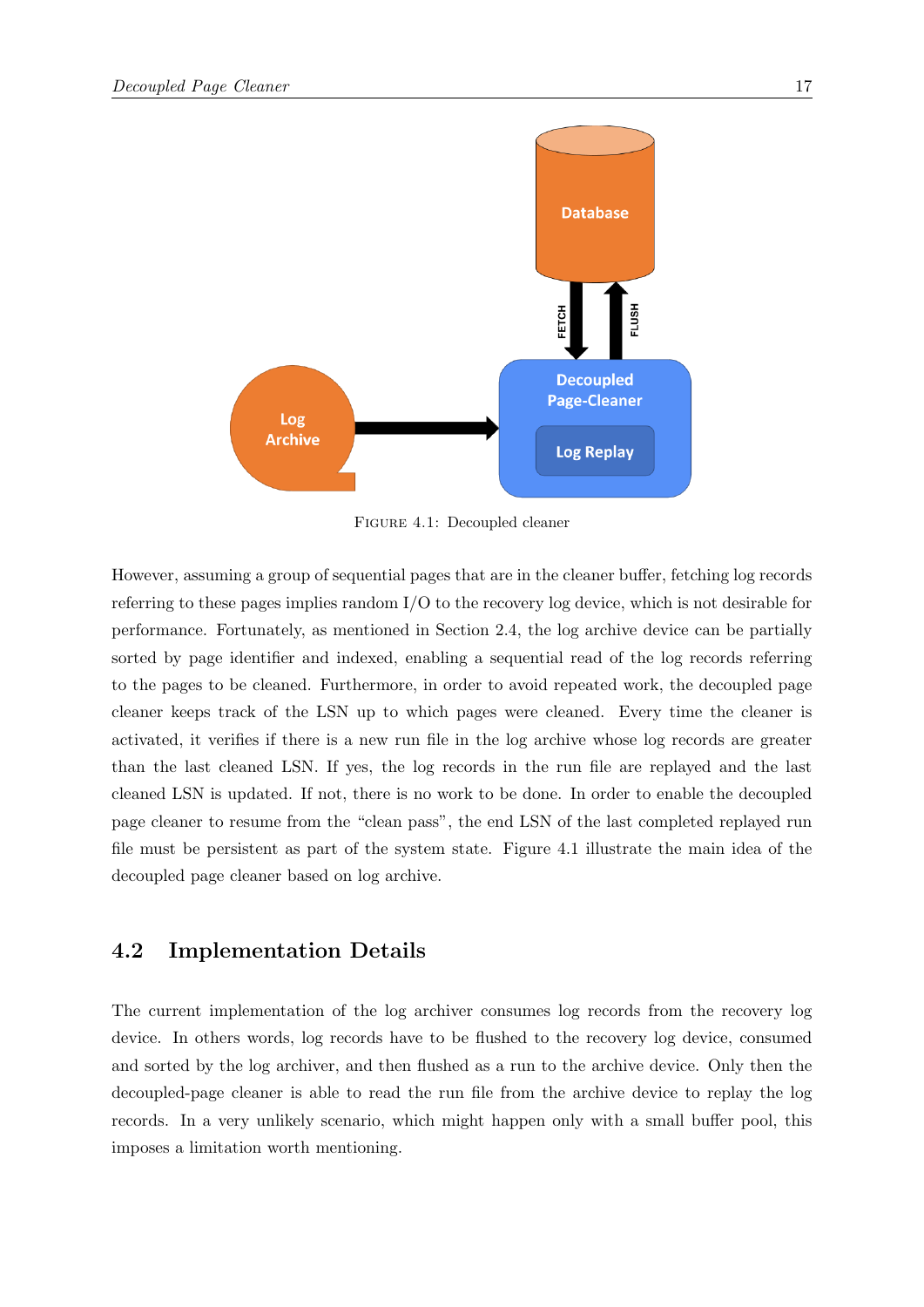Figure 4.1: Decoupled cleaner

However, assuming a group of sequential pages that are in the cleaner buffer, fetching log records referring to these pages implies random I/O to the recovery log device, which is not desirable for performance. Fortunately, as mentioned in Section 2.4, the log archive device can be partially sorted by page identifier and indexed, enabling a sequential read of the log records referring to the pages to be cleaned. Furthermore, in order to avoid repeated work, the decoupled page cleaner keeps track of the LSN up to which pages were cleaned. Every time the cleaner is activated, it verifies if there is a new run file in the log archive whose log records are greater than the last cleaned LSN. If yes, the log records in the run file are replayed and the last cleaned LSN is updated. If not, there is no work to be done. In order to enable the decoupled page cleaner to resume from the "clean pass", the end LSN of the last completed replayed run file must be persistent as part of the system state. Figure 4.1 illustrate the main idea of the decoupled page cleaner based on log archive.

## 4.2 Implementation Details

The current implementation of the log archiver consumes log records from the recovery log device. In others words, log records have to be flushed to the recovery log device, consumed and sorted by the log archiver, and then flushed as a run to the archive device. Only then the decoupled-page cleaner is able to read the run file from the archive device to replay the log records. In a very unlikely scenario, which might happen only with a small buffer pool, this imposes a limitation worth mentioning.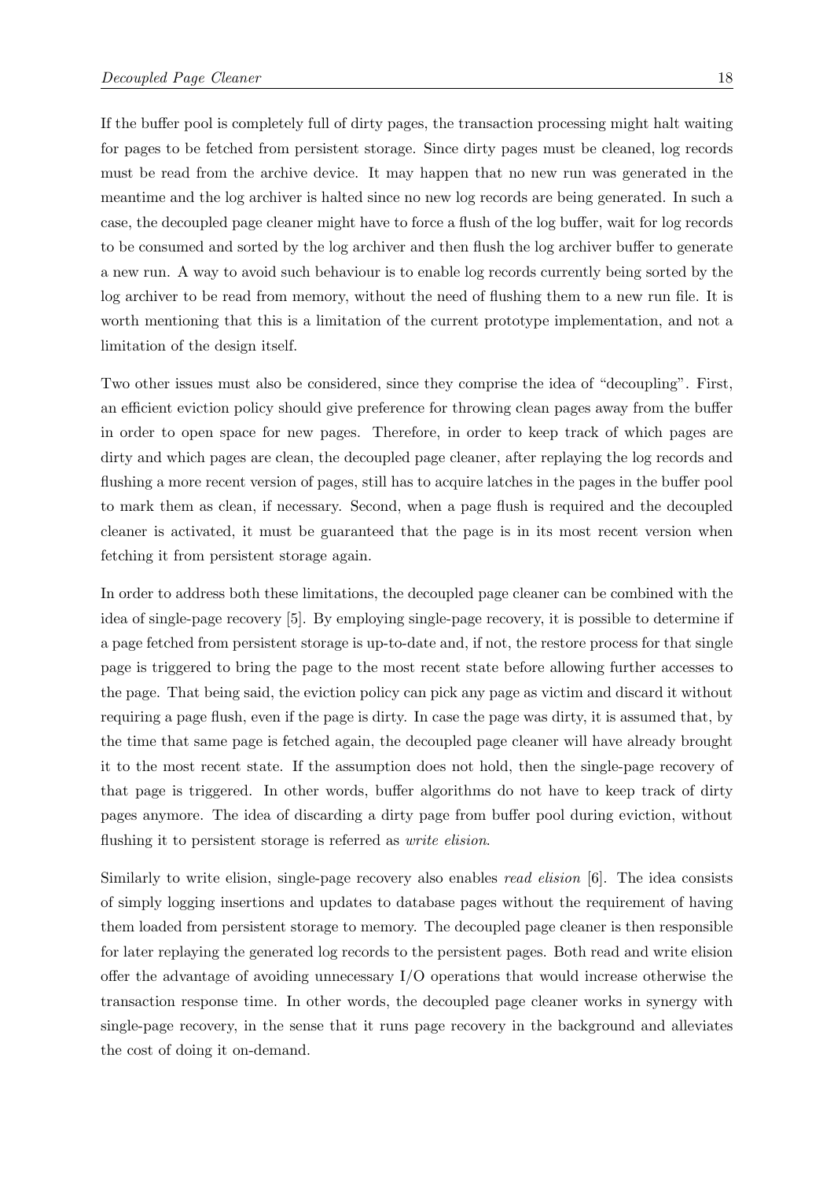If the buffer pool is completely full of dirty pages, the transaction processing might halt waiting for pages to be fetched from persistent storage. Since dirty pages must be cleaned, log records must be read from the archive device. It may happen that no new run was generated in the meantime and the log archiver is halted since no new log records are being generated. In such a case, the decoupled page cleaner might have to force a flush of the log buffer, wait for log records to be consumed and sorted by the log archiver and then flush the log archiver buffer to generate a new run. A way to avoid such behaviour is to enable log records currently being sorted by the log archiver to be read from memory, without the need of flushing them to a new run file. It is worth mentioning that this is a limitation of the current prototype implementation, and not a limitation of the design itself.

Two other issues must also be considered, since they comprise the idea of "decoupling". First, an efficient eviction policy should give preference for throwing clean pages away from the buffer in order to open space for new pages. Therefore, in order to keep track of which pages are dirty and which pages are clean, the decoupled page cleaner, after replaying the log records and flushing a more recent version of pages, still has to acquire latches in the pages in the buffer pool to mark them as clean, if necessary. Second, when a page flush is required and the decoupled cleaner is activated, it must be guaranteed that the page is in its most recent version when fetching it from persistent storage again.

In order to address both these limitations, the decoupled page cleaner can be combined with the idea of single-page recovery [5]. By employing single-page recovery, it is possible to determine if a page fetched from persistent storage is up-to-date and, if not, the restore process for that single page is triggered to bring the page to the most recent state before allowing further accesses to the page. That being said, the eviction policy can pick any page as victim and discard it without requiring a page flush, even if the page is dirty. In case the page was dirty, it is assumed that, by the time that same page is fetched again, the decoupled page cleaner will have already brought it to the most recent state. If the assumption does not hold, then the single-page recovery of that page is triggered. In other words, buffer algorithms do not have to keep track of dirty pages anymore. The idea of discarding a dirty page from buffer pool during eviction, without flushing it to persistent storage is referred as *write elision*.

Similarly to write elision, single-page recovery also enables *read elision* [6]. The idea consists of simply logging insertions and updates to database pages without the requirement of having them loaded from persistent storage to memory. The decoupled page cleaner is then responsible for later replaying the generated log records to the persistent pages. Both read and write elision offer the advantage of avoiding unnecessary I/O operations that would increase otherwise the transaction response time. In other words, the decoupled page cleaner works in synergy with single-page recovery, in the sense that it runs page recovery in the background and alleviates the cost of doing it on-demand.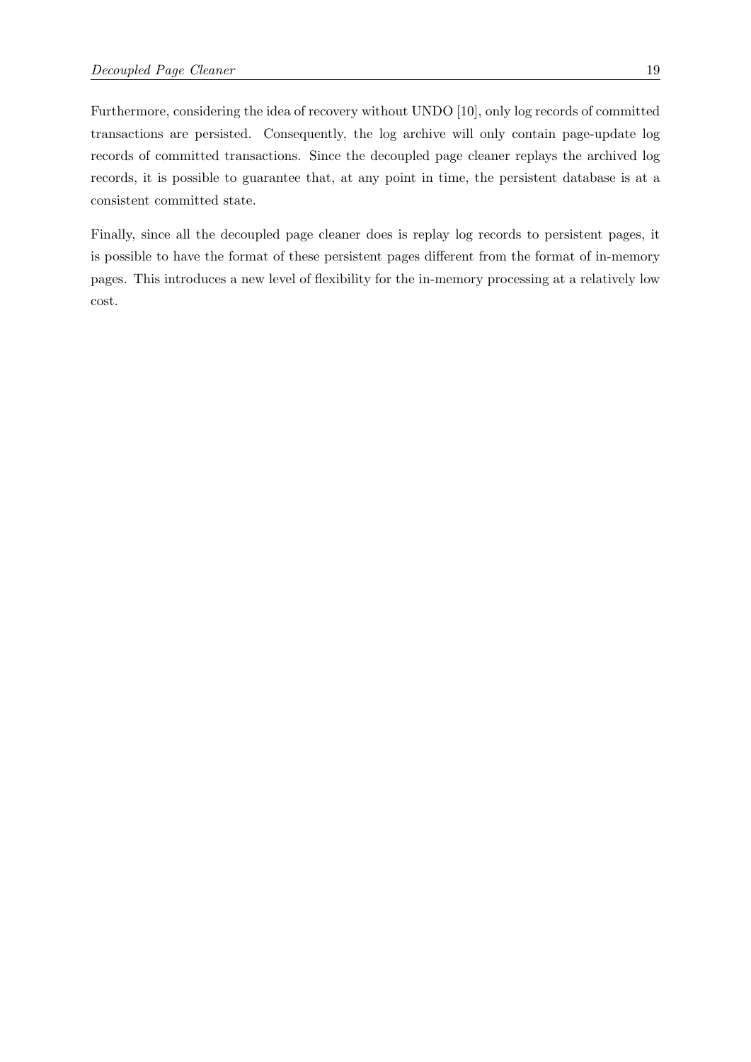Furthermore, considering the idea of recovery without UNDO [10], only log records of committed transactions are persisted. Consequently, the log archive will only contain page-update log records of committed transactions. Since the decoupled page cleaner replays the archived log records, it is possible to guarantee that, at any point in time, the persistent database is at a consistent committed state.

Finally, since all the decoupled page cleaner does is replay log records to persistent pages, it is possible to have the format of these persistent pages different from the format of in-memory pages. This introduces a new level of flexibility for the in-memory processing at a relatively low cost.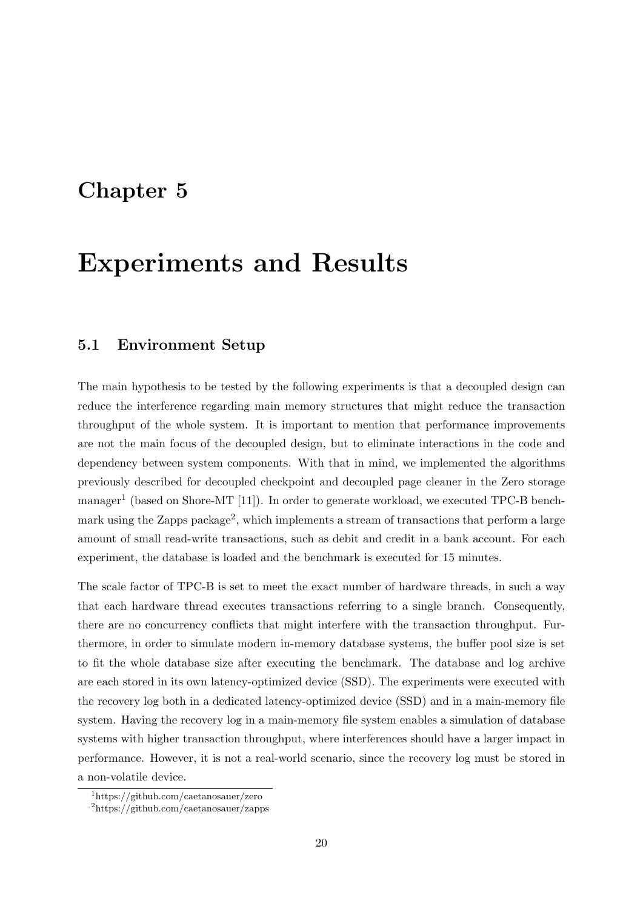# Chapter 5

# Experiments and Results

## 5.1 Environment Setup

The main hypothesis to be tested by the following experiments is that a decoupled design can reduce the interference regarding main memory structures that might reduce the transaction throughput of the whole system. It is important to mention that performance improvements are not the main focus of the decoupled design, but to eliminate interactions in the code and dependency between system components. With that in mind, we implemented the algorithms previously described for decoupled checkpoint and decoupled page cleaner in the Zero storage manager[1] (based on Shore-MT [11]). In order to generate workload, we executed TPC-B benchmark using the Zapps package[2], which implements a stream of transactions that perform a large amount of small read-write transactions, such as debit and credit in a bank account. For each experiment, the database is loaded and the benchmark is executed for 15 minutes.

The scale factor of TPC-B is set to meet the exact number of hardware threads, in such a way that each hardware thread executes transactions referring to a single branch. Consequently, there are no concurrency conflicts that might interfere with the transaction throughput. Furthermore, in order to simulate modern in-memory database systems, the buffer pool size is set to fit the whole database size after executing the benchmark. The database and log archive are each stored in its own latency-optimized device (SSD). The experiments were executed with the recovery log both in a dedicated latency-optimized device (SSD) and in a main-memory file system. Having the recovery log in a main-memory file system enables a simulation of database systems with higher transaction throughput, where interferences should have a larger impact in performance. However, it is not a real-world scenario, since the recovery log must be stored in a non-volatile device.

[1] https://github.com/caetanosauer/zero

[2] https://github.com/caetanosauer/zapps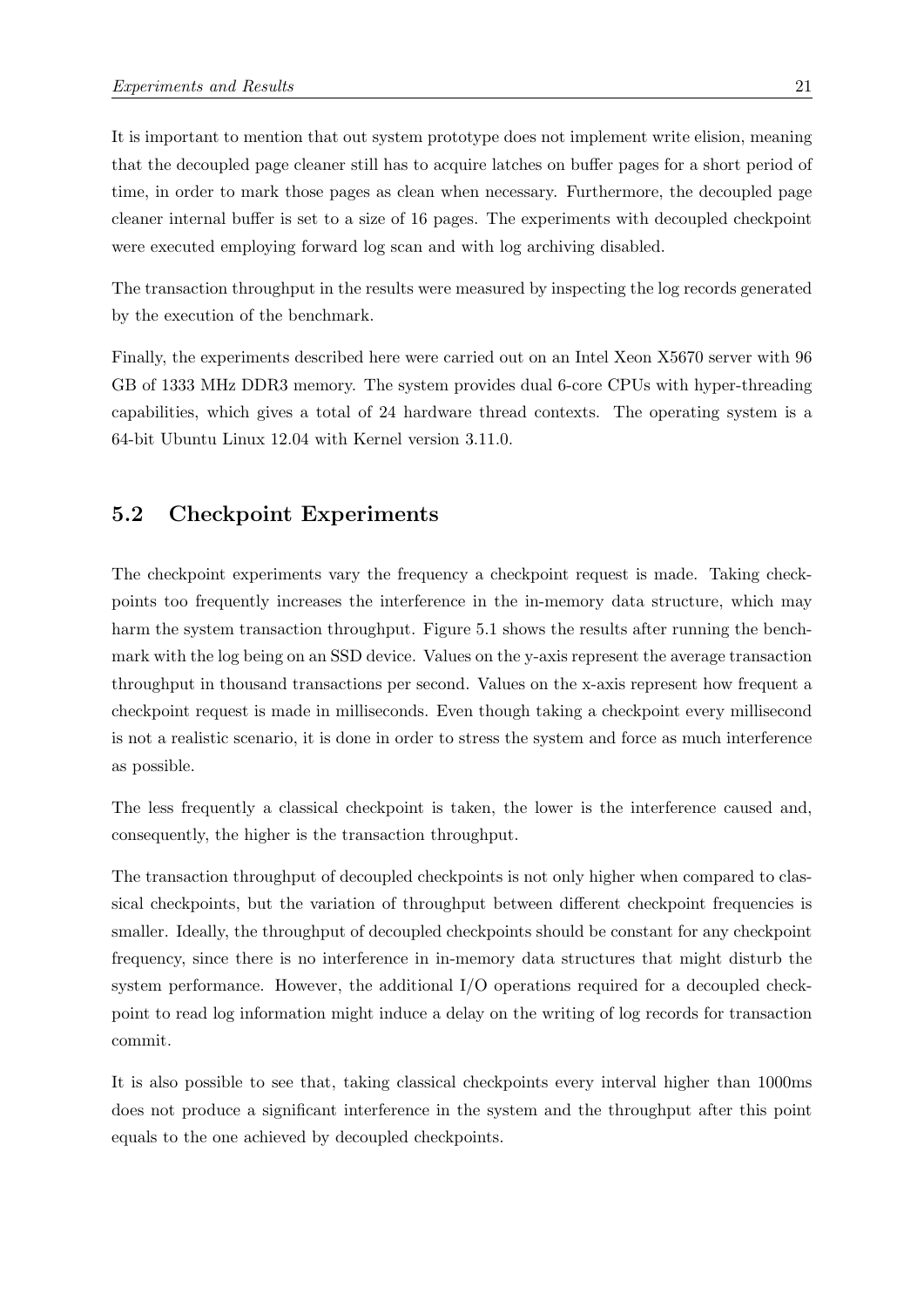It is important to mention that out system prototype does not implement write elision, meaning that the decoupled page cleaner still has to acquire latches on buffer pages for a short period of time, in order to mark those pages as clean when necessary. Furthermore, the decoupled page cleaner internal buffer is set to a size of 16 pages. The experiments with decoupled checkpoint were executed employing forward log scan and with log archiving disabled.

The transaction throughput in the results were measured by inspecting the log records generated by the execution of the benchmark.

Finally, the experiments described here were carried out on an Intel Xeon X5670 server with 96 GB of 1333 MHz DDR3 memory. The system provides dual 6-core CPUs with hyper-threading capabilities, which gives a total of 24 hardware thread contexts. The operating system is a 64-bit Ubuntu Linux 12.04 with Kernel version 3.11.0.

## 5.2 Checkpoint Experiments

The checkpoint experiments vary the frequency a checkpoint request is made. Taking checkpoints too frequently increases the interference in the in-memory data structure, which may harm the system transaction throughput. Figure 5.1 shows the results after running the benchmark with the log being on an SSD device. Values on the y-axis represent the average transaction throughput in thousand transactions per second. Values on the x-axis represent how frequent a checkpoint request is made in milliseconds. Even though taking a checkpoint every millisecond is not a realistic scenario, it is done in order to stress the system and force as much interference as possible.

The less frequently a classical checkpoint is taken, the lower is the interference caused and, consequently, the higher is the transaction throughput.

The transaction throughput of decoupled checkpoints is not only higher when compared to classical checkpoints, but the variation of throughput between different checkpoint frequencies is smaller. Ideally, the throughput of decoupled checkpoints should be constant for any checkpoint frequency, since there is no interference in in-memory data structures that might disturb the system performance. However, the additional I/O operations required for a decoupled checkpoint to read log information might induce a delay on the writing of log records for transaction commit.

It is also possible to see that, taking classical checkpoints every interval higher than 1000ms does not produce a significant interference in the system and the throughput after this point equals to the one achieved by decoupled checkpoints.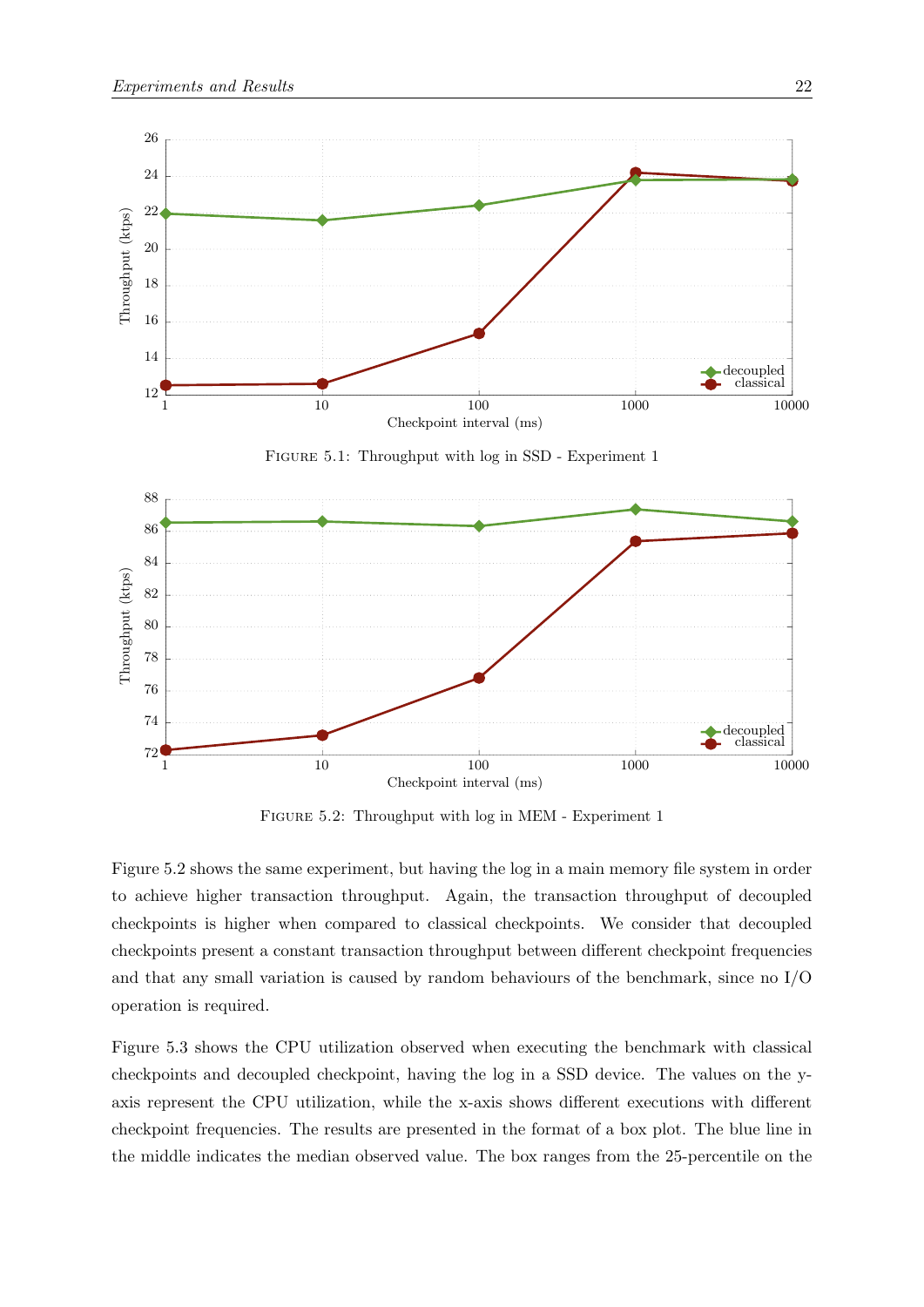Figure 5.1: Throughput with log in SSD - Experiment 1

Figure 5.2: Throughput with log in MEM - Experiment 1

Figure 5.2 shows the same experiment, but having the log in a main memory file system in order to achieve higher transaction throughput. Again, the transaction throughput of decoupled checkpoints is higher when compared to classical checkpoints. We consider that decoupled checkpoints present a constant transaction throughput between different checkpoint frequencies and that any small variation is caused by random behaviours of the benchmark, since no I/O operation is required.

Figure 5.3 shows the CPU utilization observed when executing the benchmark with classical checkpoints and decoupled checkpoint, having the log in a SSD device. The values on the y-axis represent the CPU utilization, while the x-axis shows different executions with different checkpoint frequencies. The results are presented in the format of a box plot. The blue line in the middle indicates the median observed value. The box ranges from the 25-percentile on the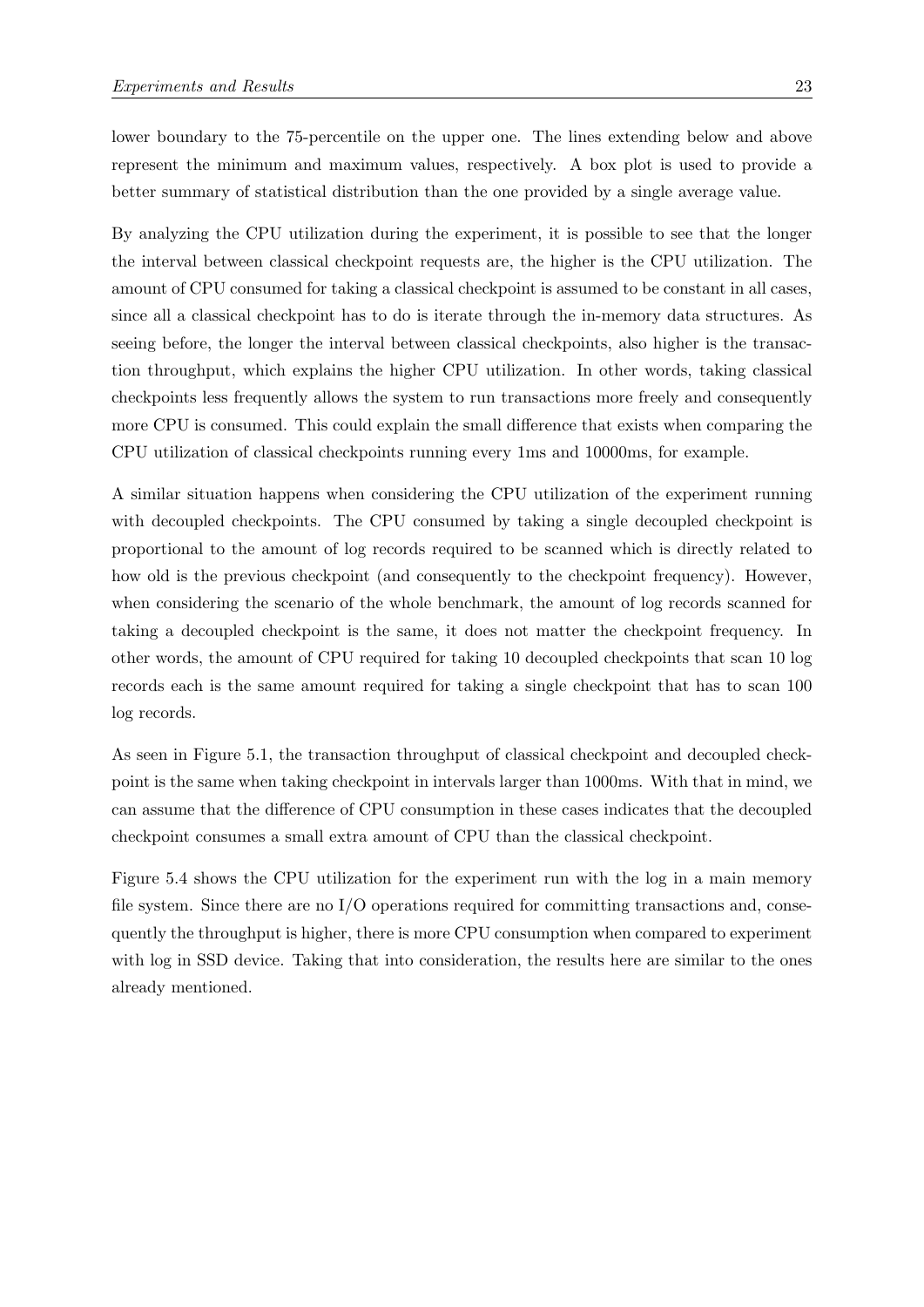lower boundary to the 75-percentile on the upper one. The lines extending below and above represent the minimum and maximum values, respectively. A box plot is used to provide a better summary of statistical distribution than the one provided by a single average value.

By analyzing the CPU utilization during the experiment, it is possible to see that the longer the interval between classical checkpoint requests are, the higher is the CPU utilization. The amount of CPU consumed for taking a classical checkpoint is assumed to be constant in all cases, since all a classical checkpoint has to do is iterate through the in-memory data structures. As seeing before, the longer the interval between classical checkpoints, also higher is the transaction throughput, which explains the higher CPU utilization. In other words, taking classical checkpoints less frequently allows the system to run transactions more freely and consequently more CPU is consumed. This could explain the small difference that exists when comparing the CPU utilization of classical checkpoints running every 1ms and 10000ms, for example.

A similar situation happens when considering the CPU utilization of the experiment running with decoupled checkpoints. The CPU consumed by taking a single decoupled checkpoint is proportional to the amount of log records required to be scanned which is directly related to how old is the previous checkpoint (and consequently to the checkpoint frequency). However, when considering the scenario of the whole benchmark, the amount of log records scanned for taking a decoupled checkpoint is the same, it does not matter the checkpoint frequency. In other words, the amount of CPU required for taking 10 decoupled checkpoints that scan 10 log records each is the same amount required for taking a single checkpoint that has to scan 100 log records.

As seen in Figure 5.1, the transaction throughput of classical checkpoint and decoupled checkpoint is the same when taking checkpoint in intervals larger than 1000ms. With that in mind, we can assume that the difference of CPU consumption in these cases indicates that the decoupled checkpoint consumes a small extra amount of CPU than the classical checkpoint.

Figure 5.4 shows the CPU utilization for the experiment run with the log in a main memory file system. Since there are no I/O operations required for committing transactions and, consequently the throughput is higher, there is more CPU consumption when compared to experiment with log in SSD device. Taking that into consideration, the results here are similar to the ones already mentioned.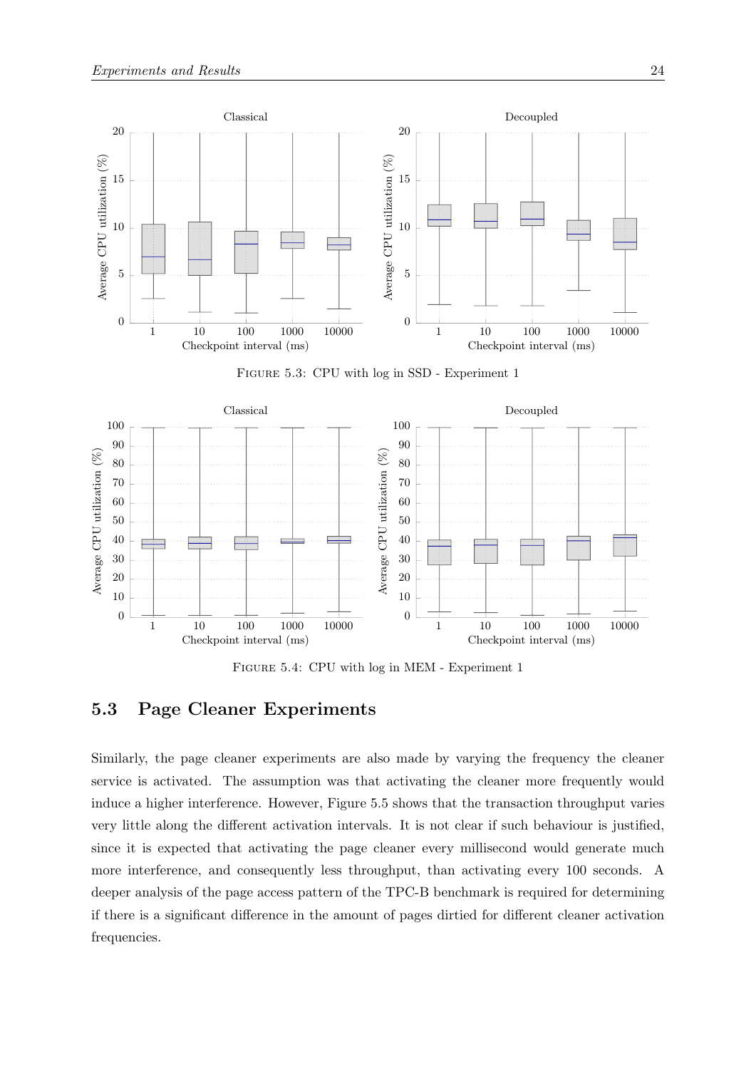FIGURE 5.3: CPU with log in SSD - Experiment 1

FIGURE 5.4: CPU with log in MEM - Experiment 1

## 5.3 Page Cleaner Experiments

Similarly, the page cleaner experiments are also made by varying the frequency the cleaner service is activated. The assumption was that activating the cleaner more frequently would induce a higher interference. However, Figure 5.5 shows that the transaction throughput varies very little along the different activation intervals. It is not clear if such behaviour is justified, since it is expected that activating the page cleaner every millisecond would generate much more interference, and consequently less throughput, than activating every 100 seconds. A deeper analysis of the page access pattern of the TPC-B benchmark is required for determining if there is a significant difference in the amount of pages dirtied for different cleaner activation frequencies.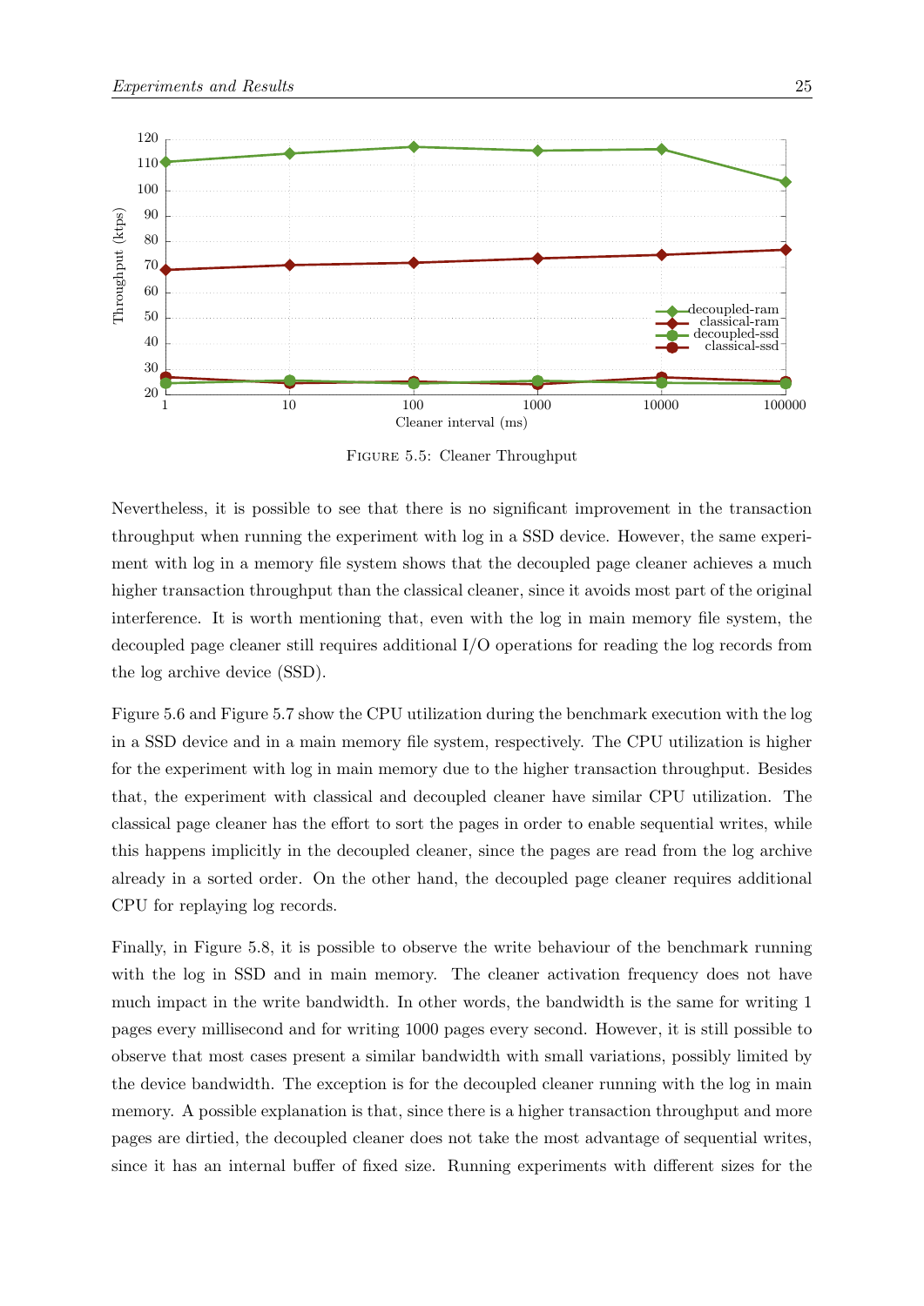Figure 5.5: Cleaner Throughput

Nevertheless, it is possible to see that there is no significant improvement in the transaction throughput when running the experiment with log in a SSD device. However, the same experiment with log in a memory file system shows that the decoupled page cleaner achieves a much higher transaction throughput than the classical cleaner, since it avoids most part of the original interference. It is worth mentioning that, even with the log in main memory file system, the decoupled page cleaner still requires additional I/O operations for reading the log records from the log archive device (SSD).

Figure 5.6 and Figure 5.7 show the CPU utilization during the benchmark execution with the log in a SSD device and in a main memory file system, respectively. The CPU utilization is higher for the experiment with log in main memory due to the higher transaction throughput. Besides that, the experiment with classical and decoupled cleaner have similar CPU utilization. The classical page cleaner has the effort to sort the pages in order to enable sequential writes, while this happens implicitly in the decoupled cleaner, since the pages are read from the log archive already in a sorted order. On the other hand, the decoupled page cleaner requires additional CPU for replaying log records.

Finally, in Figure 5.8, it is possible to observe the write behaviour of the benchmark running with the log in SSD and in main memory. The cleaner activation frequency does not have much impact in the write bandwidth. In other words, the bandwidth is the same for writing 1 pages every millisecond and for writing 1000 pages every second. However, it is still possible to observe that most cases present a similar bandwidth with small variations, possibly limited by the device bandwidth. The exception is for the decoupled cleaner running with the log in main memory. A possible explanation is that, since there is a higher transaction throughput and more pages are dirtied, the decoupled cleaner does not take the most advantage of sequential writes, since it has an internal buffer of fixed size. Running experiments with different sizes for the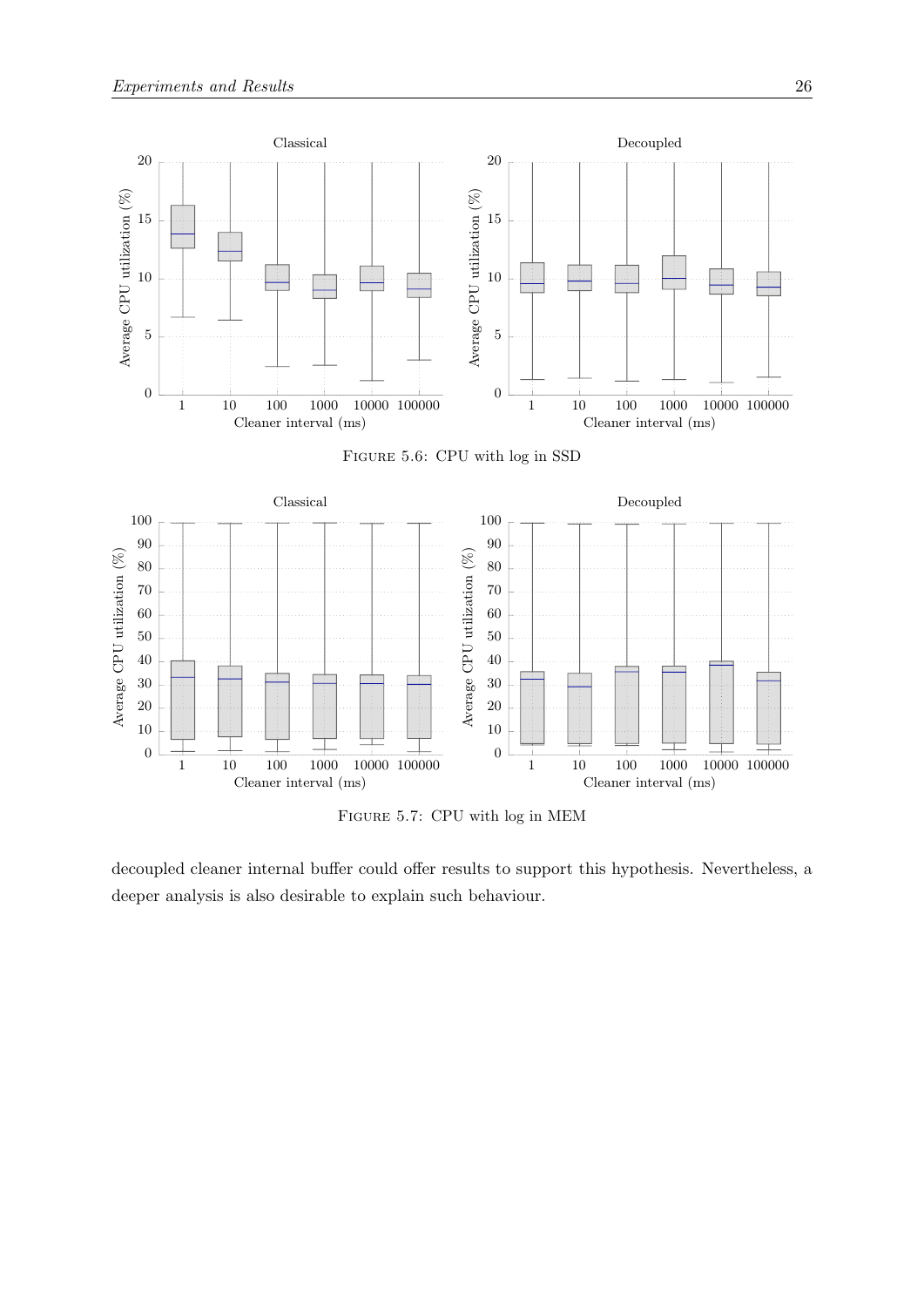FIGURE 5.6: CPU with log in SSD

FIGURE 5.7: CPU with log in MEM

decoupled cleaner internal buffer could offer results to support this hypothesis. Nevertheless, a deeper analysis is also desirable to explain such behaviour.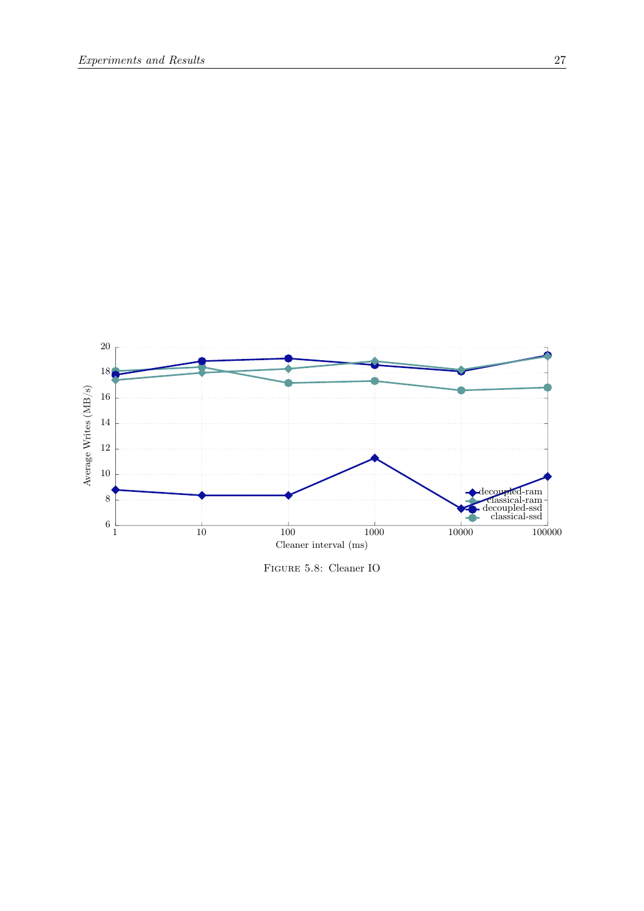FIGURE 5.8: Cleaner IO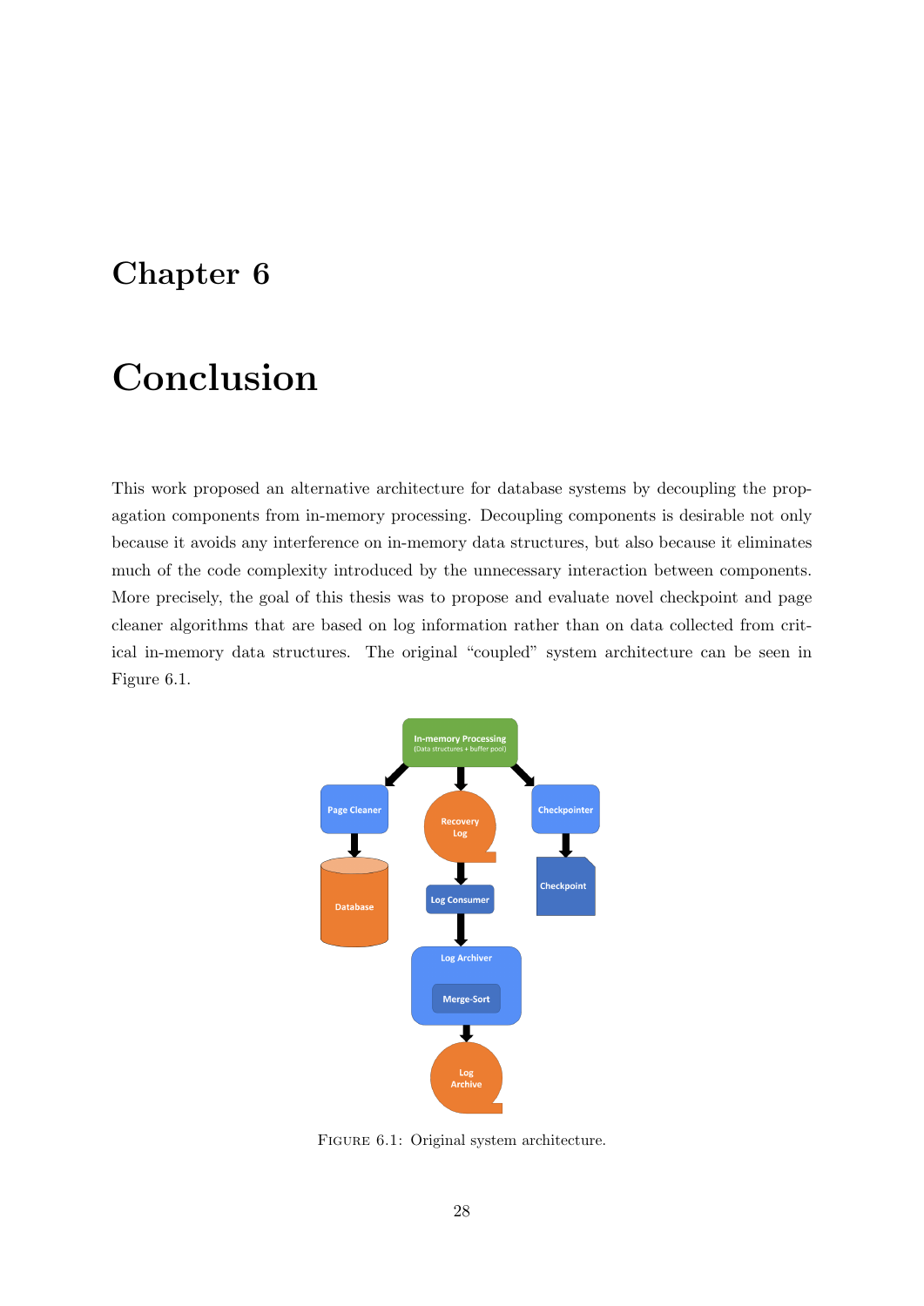# Chapter 6

# Conclusion

This work proposed an alternative architecture for database systems by decoupling the propagation components from in-memory processing. Decoupling components is desirable not only because it avoids any interference on in-memory data structures, but also because it eliminates much of the code complexity introduced by the unnecessary interaction between components. More precisely, the goal of this thesis was to propose and evaluate novel checkpoint and page cleaner algorithms that are based on log information rather than on data collected from critical in-memory data structures. The original "coupled" system architecture can be seen in Figure 6.1.

FIGURE 6.1: Original system architecture.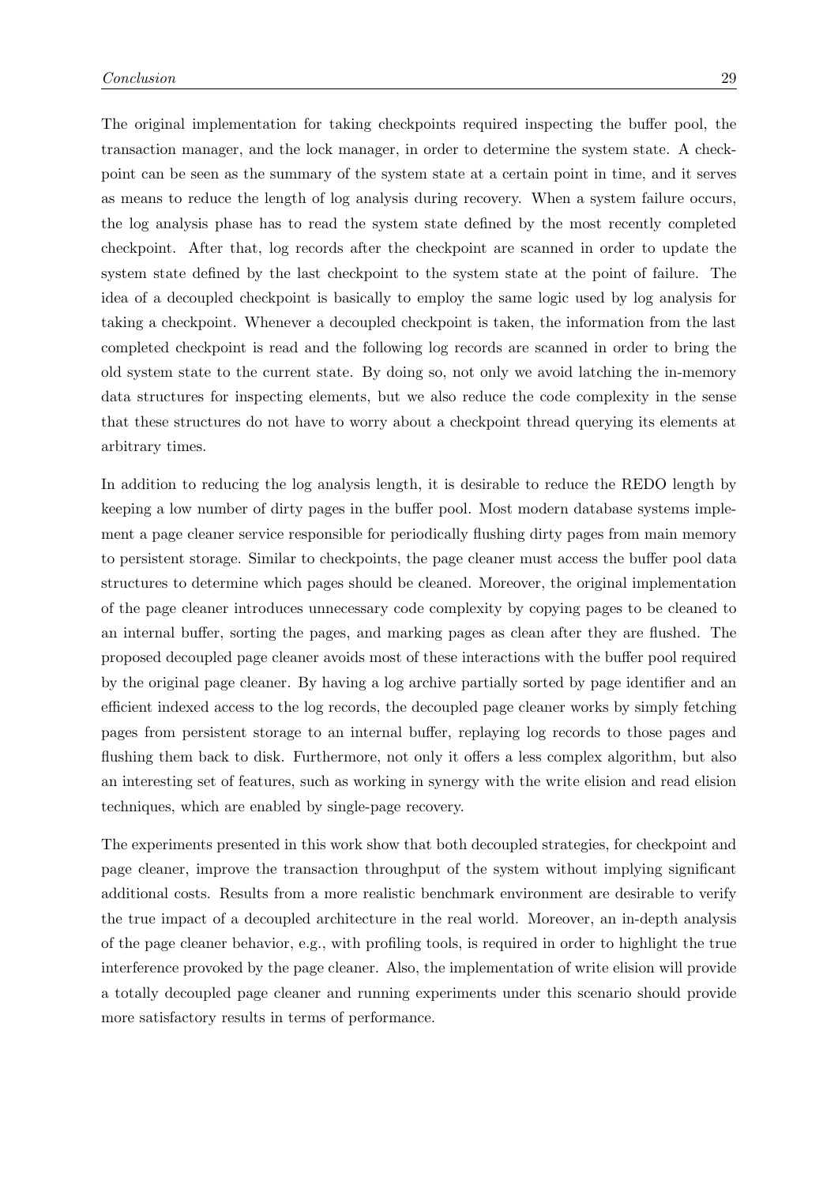The original implementation for taking checkpoints required inspecting the buffer pool, the transaction manager, and the lock manager, in order to determine the system state. A checkpoint can be seen as the summary of the system state at a certain point in time, and it serves as means to reduce the length of log analysis during recovery. When a system failure occurs, the log analysis phase has to read the system state defined by the most recently completed checkpoint. After that, log records after the checkpoint are scanned in order to update the system state defined by the last checkpoint to the system state at the point of failure. The idea of a decoupled checkpoint is basically to employ the same logic used by log analysis for taking a checkpoint. Whenever a decoupled checkpoint is taken, the information from the last completed checkpoint is read and the following log records are scanned in order to bring the old system state to the current state. By doing so, not only we avoid latching the in-memory data structures for inspecting elements, but we also reduce the code complexity in the sense that these structures do not have to worry about a checkpoint thread querying its elements at arbitrary times.

In addition to reducing the log analysis length, it is desirable to reduce the REDO length by keeping a low number of dirty pages in the buffer pool. Most modern database systems implement a page cleaner service responsible for periodically flushing dirty pages from main memory to persistent storage. Similar to checkpoints, the page cleaner must access the buffer pool data structures to determine which pages should be cleaned. Moreover, the original implementation of the page cleaner introduces unnecessary code complexity by copying pages to be cleaned to an internal buffer, sorting the pages, and marking pages as clean after they are flushed. The proposed decoupled page cleaner avoids most of these interactions with the buffer pool required by the original page cleaner. By having a log archive partially sorted by page identifier and an efficient indexed access to the log records, the decoupled page cleaner works by simply fetching pages from persistent storage to an internal buffer, replaying log records to those pages and flushing them back to disk. Furthermore, not only it offers a less complex algorithm, but also an interesting set of features, such as working in synergy with the write elision and read elision techniques, which are enabled by single-page recovery.

The experiments presented in this work show that both decoupled strategies, for checkpoint and page cleaner, improve the transaction throughput of the system without implying significant additional costs. Results from a more realistic benchmark environment are desirable to verify the true impact of a decoupled architecture in the real world. Moreover, an in-depth analysis of the page cleaner behavior, e.g., with profiling tools, is required in order to highlight the true interference provoked by the page cleaner. Also, the implementation of write elision will provide a totally decoupled page cleaner and running experiments under this scenario should provide more satisfactory results in terms of performance.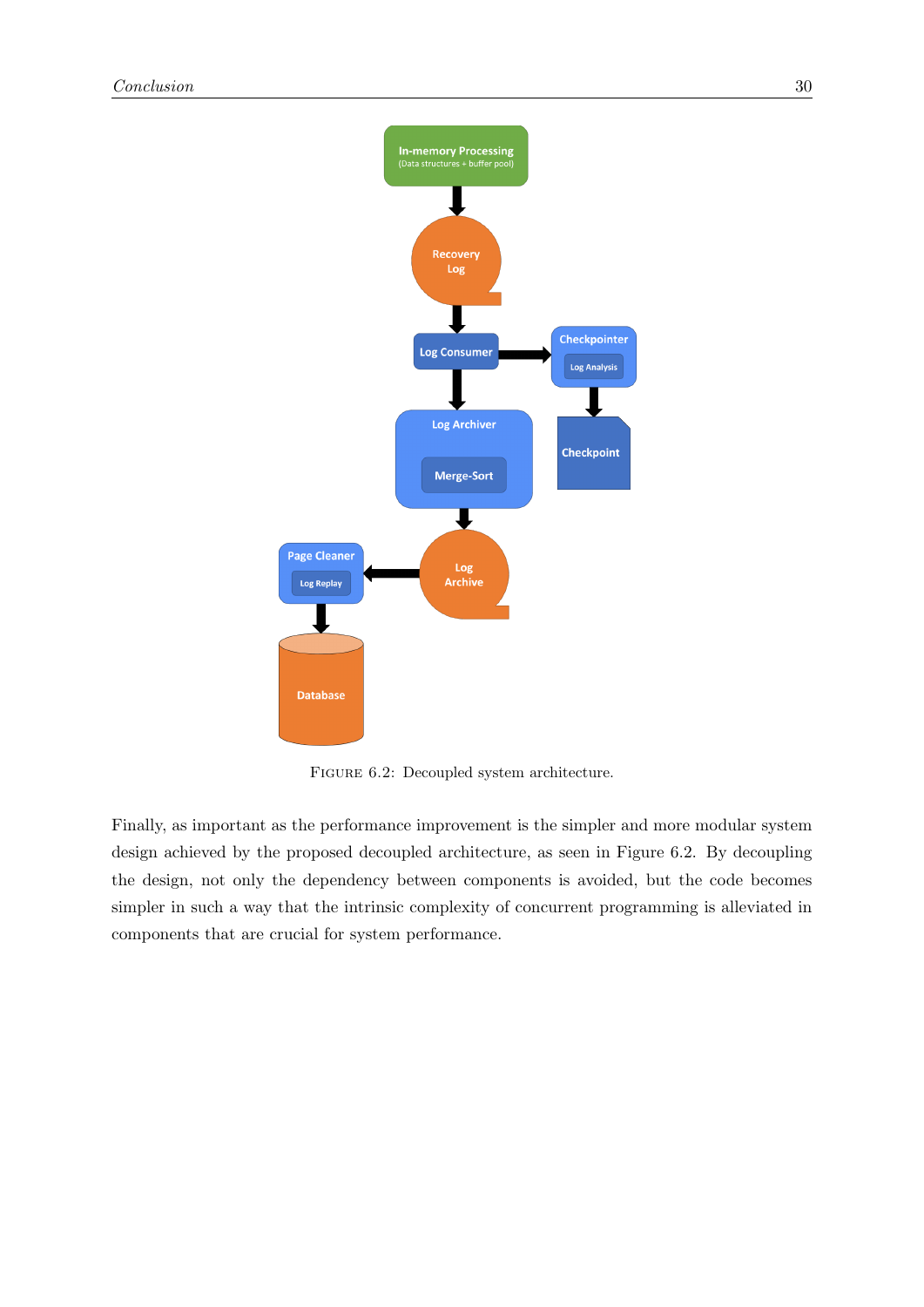Figure 6.2: Decoupled system architecture.

Finally, as important as the performance improvement is the simpler and more modular system design achieved by the proposed decoupled architecture, as seen in Figure 6.2. By decoupling the design, not only the dependency between components is avoided, but the code becomes simpler in such a way that the intrinsic complexity of concurrent programming is alleviated in components that are crucial for system performance.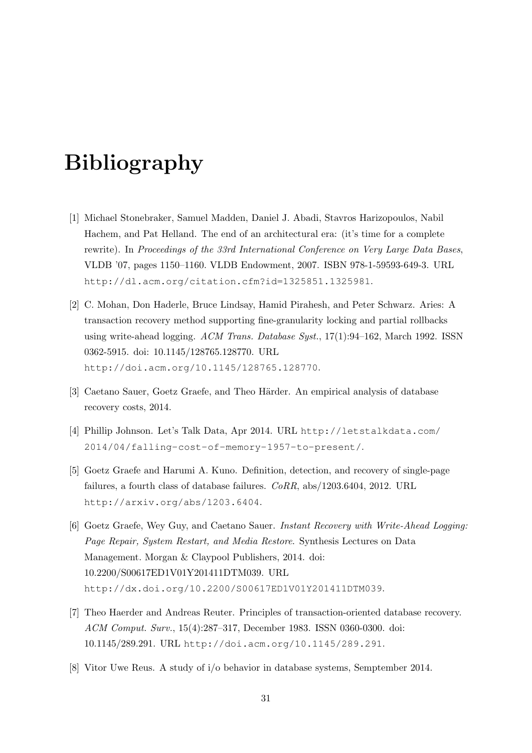# Bibliography

[1] Michael Stonebraker, Samuel Madden, Daniel J. Abadi, Stavros Harizopoulos, Nabil Hachem, and Pat Helland. The end of an architectural era: (it's time for a complete rewrite). In *Proceedings of the 33rd International Conference on Very Large Data Bases*, VLDB '07, pages 1150–1160. VLDB Endowment, 2007. ISBN 978-1-59593-649-3. URL http://dl.acm.org/citation.cfm?id=1325851.1325981.

[2] C. Mohan, Don Haderle, Bruce Lindsay, Hamid Pirahesh, and Peter Schwarz. Aries: A transaction recovery method supporting fine-granularity locking and partial rollbacks using write-ahead logging. *ACM Trans. Database Syst.*, 17(1):94–162, March 1992. ISSN 0362-5915. doi: 10.1145/128765.128770. URL http://doi.acm.org/10.1145/128765.128770.

[3] Caetano Sauer, Goetz Graefe, and Theo Härder. An empirical analysis of database recovery costs, 2014.

[4] Phillip Johnson. Let's Talk Data, Apr 2014. URL http://letstalkdata.com/2014/04/falling-cost-of-memory-1957-to-present/.

[5] Goetz Graefe and Harumi A. Kuno. Definition, detection, and recovery of single-page failures, a fourth class of database failures. *CoRR*, abs/1203.6404, 2012. URL http://arxiv.org/abs/1203.6404.

[6] Goetz Graefe, Wey Guy, and Caetano Sauer. *Instant Recovery with Write-Ahead Logging: Page Repair, System Restart, and Media Restore*. Synthesis Lectures on Data Management. Morgan & Claypool Publishers, 2014. doi: 10.2200/S00617ED1V01Y201411DTM039. URL http://dx.doi.org/10.2200/S00617ED1V01Y201411DTM039.

[7] Theo Haerder and Andreas Reuter. Principles of transaction-oriented database recovery. *ACM Comput. Surv.*, 15(4):287–317, December 1983. ISSN 0360-0300. doi: 10.1145/289.291. URL http://doi.acm.org/10.1145/289.291.

[8] Vitor Uwe Reus. A study of i/o behavior in database systems, Semptember 2014.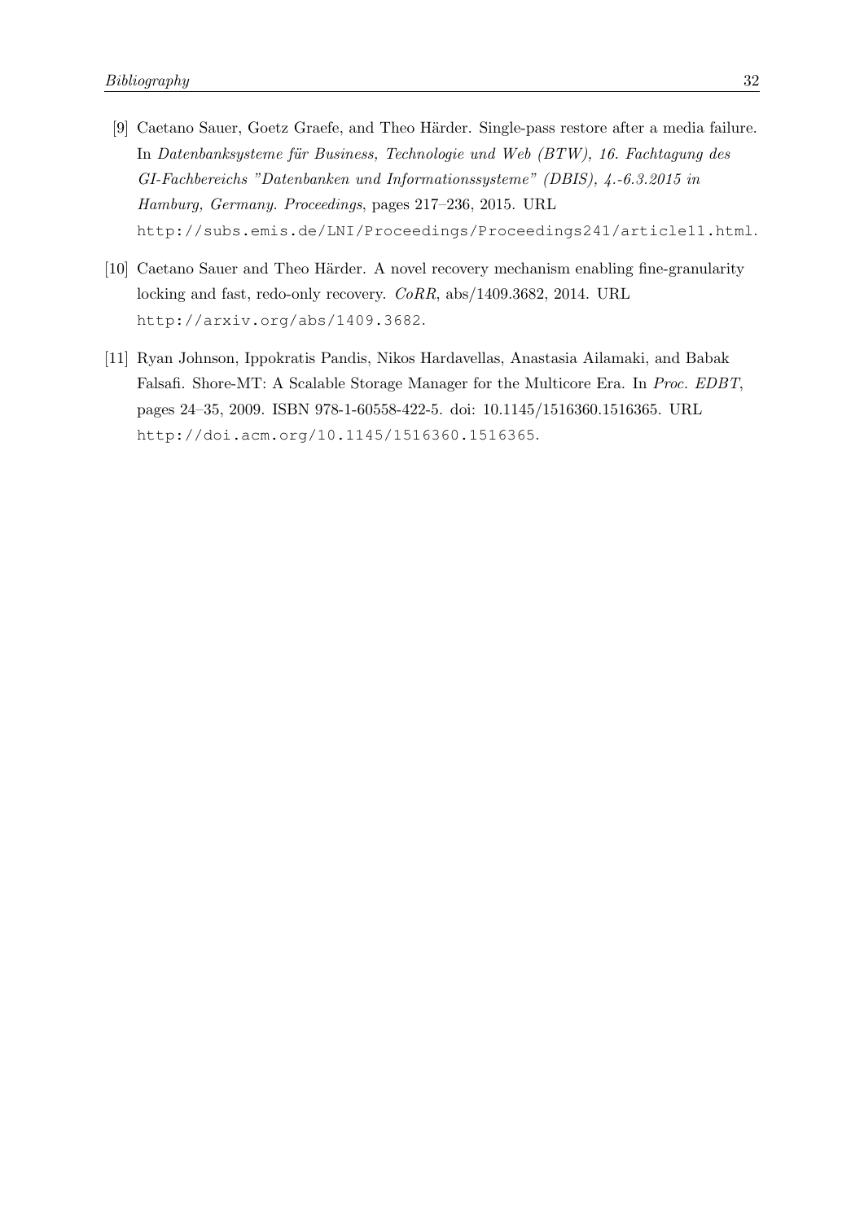[9] Caetano Sauer, Goetz Graefe, and Theo Härder. Single-pass restore after a media failure. In *Datenbanksysteme für Business, Technologie und Web (BTW), 16. Fachtagung des GI-Fachbereichs "Datenbanken und Informationssysteme" (DBIS), 4.-6.3.2015 in Hamburg, Germany. Proceedings*, pages 217–236, 2015. URL `http://subs.emis.de/LNI/Proceedings/Proceedings241/article11.html`.

[10] Caetano Sauer and Theo Härder. A novel recovery mechanism enabling fine-granularity locking and fast, redo-only recovery. *CoRR*, abs/1409.3682, 2014. URL `http://arxiv.org/abs/1409.3682`.

[11] Ryan Johnson, Ippokratis Pandis, Nikos Hardavellas, Anastasia Ailamaki, and Babak Falsafi. Shore-MT: A Scalable Storage Manager for the Multicore Era. In *Proc. EDBT*, pages 24–35, 2009. ISBN 978-1-60558-422-5. doi: 10.1145/1516360.1516365. URL `http://doi.acm.org/10.1145/1516360.1516365`.